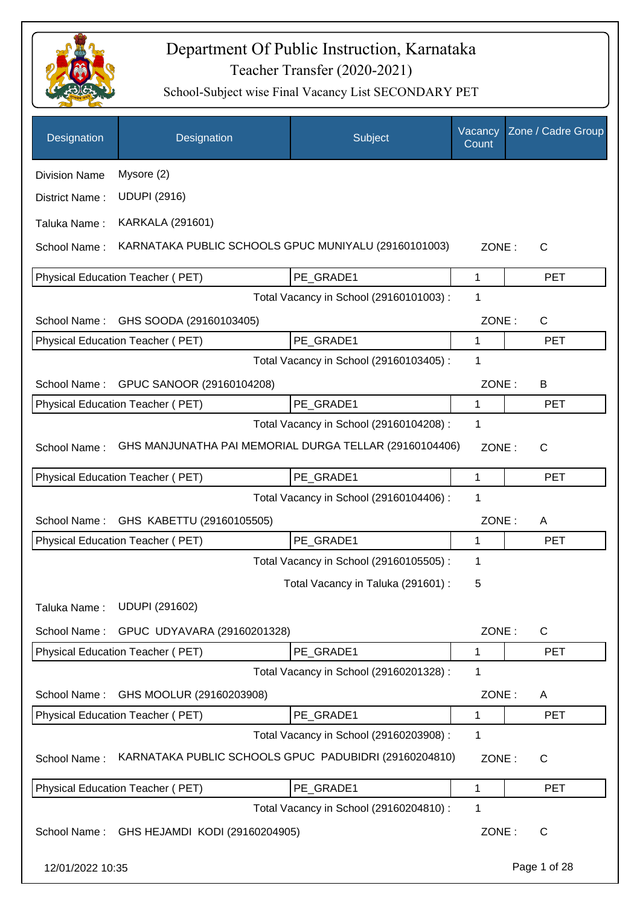# Department Of Public Instruction, Karnataka

## Teacher Transfer (2020-2021)

### School-Subject wise Final Vacancy List SECONDARY PET

| Designation | Designation | Subject | Vacancy Count | Zone / Cadre Group |
|---|---|---|---|---|

Division Name : Mysore (2)

District Name : UDUPI (2916)

Taluka Name : KARKALA (291601)

School Name : KARNATAKA PUBLIC SCHOOLS GPUC MUNIYALU (29160101003) ZONE : C

| Physical Education Teacher ( PET) | PE_GRADE1 | 1 | PET |
|---|---|---|---|

Total Vacancy in School (29160101003) : 1

School Name : GHS SOODA (29160103405) ZONE : C

| Physical Education Teacher ( PET) | PE_GRADE1 | 1 | PET |
|---|---|---|---|

Total Vacancy in School (29160103405) : 1

School Name : GPUC SANOOR (29160104208) ZONE : B

| Physical Education Teacher ( PET) | PE_GRADE1 | 1 | PET |
|---|---|---|---|

Total Vacancy in School (29160104208) : 1

School Name : GHS MANJUNATHA PAI MEMORIAL DURGA TELLAR (29160104406) ZONE : C

| Physical Education Teacher ( PET) | PE_GRADE1 | 1 | PET |
|---|---|---|---|

Total Vacancy in School (29160104406) : 1

School Name : GHS KABETTU (29160105505) ZONE : A

| Physical Education Teacher ( PET) | PE_GRADE1 | 1 | PET |
|---|---|---|---|

Total Vacancy in School (29160105505) : 1

Total Vacancy in Taluka (291601) : 5

Taluka Name : UDUPI (291602)

School Name : GPUC UDYAVARA (29160201328) ZONE : C

| Physical Education Teacher ( PET) | PE_GRADE1 | 1 | PET |
|---|---|---|---|

Total Vacancy in School (29160201328) : 1

School Name : GHS MOOLUR (29160203908) ZONE : A

| Physical Education Teacher ( PET) | PE_GRADE1 | 1 | PET |
|---|---|---|---|

Total Vacancy in School (29160203908) : 1

School Name : KARNATAKA PUBLIC SCHOOLS GPUC PADUBIDRI (29160204810) ZONE : C

| Physical Education Teacher ( PET) | PE_GRADE1 | 1 | PET |
|---|---|---|---|

Total Vacancy in School (29160204810) : 1

School Name : GHS HEJAMDI KODI (29160204905) ZONE : C

12/01/2022 10:35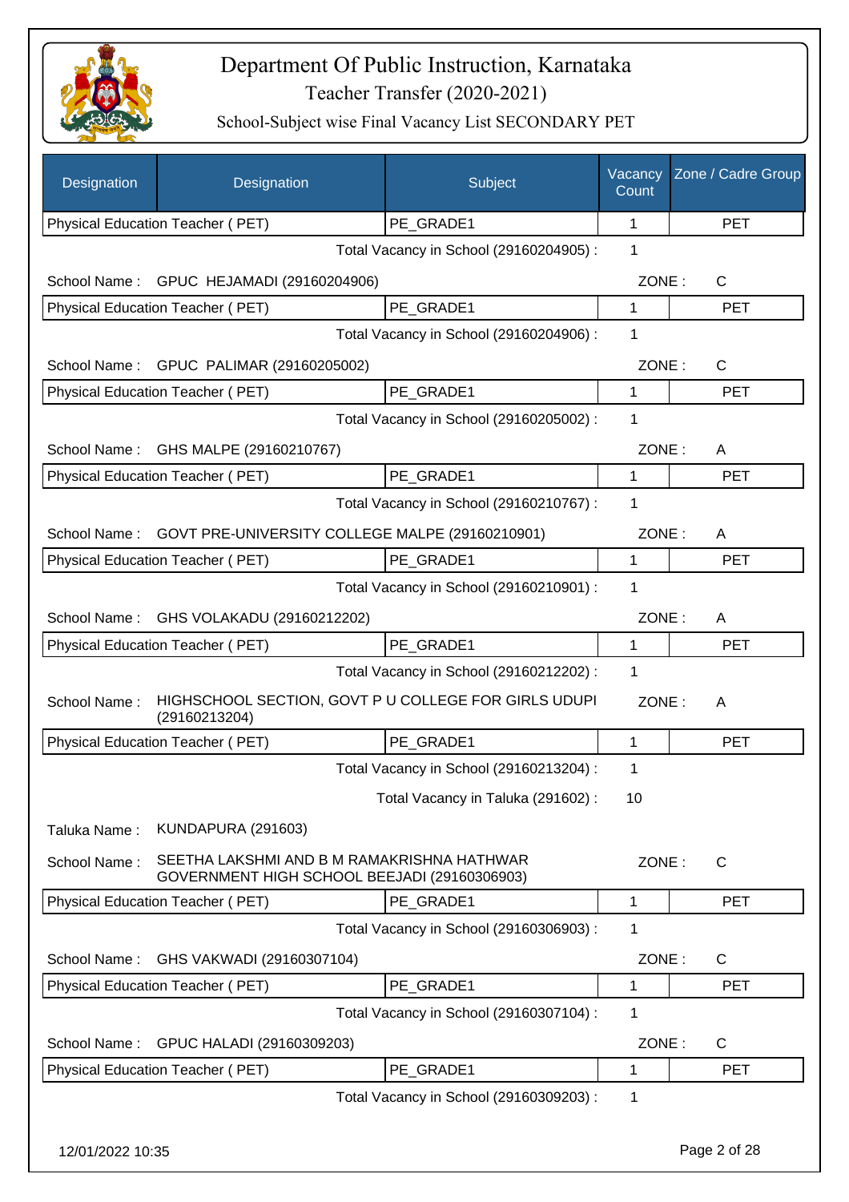# Department Of Public Instruction, Karnataka

## Teacher Transfer (2020-2021)

### School-Subject wise Final Vacancy List SECONDARY PET

| Designation | Designation | Subject | Vacancy Count | Zone / Cadre Group |
|---|---|---|---|---|
| Physical Education Teacher ( PET) | | PE_GRADE1 | 1 | PET |

Total Vacancy in School (29160204905) : 1

School Name : GPUC HEJAMADI (29160204906) ZONE : C

| Physical Education Teacher ( PET) | PE_GRADE1 | 1 | PET |
|---|---|---|---|

Total Vacancy in School (29160204906) : 1

School Name : GPUC PALIMAR (29160205002) ZONE : C

| Physical Education Teacher ( PET) | PE_GRADE1 | 1 | PET |
|---|---|---|---|

Total Vacancy in School (29160205002) : 1

School Name : GHS MALPE (29160210767) ZONE : A

| Physical Education Teacher ( PET) | PE_GRADE1 | 1 | PET |
|---|---|---|---|

Total Vacancy in School (29160210767) : 1

School Name : GOVT PRE-UNIVERSITY COLLEGE MALPE (29160210901) ZONE : A

| Physical Education Teacher ( PET) | PE_GRADE1 | 1 | PET |
|---|---|---|---|

Total Vacancy in School (29160210901) : 1

School Name : GHS VOLAKADU (29160212202) ZONE : A

| Physical Education Teacher ( PET) | PE_GRADE1 | 1 | PET |
|---|---|---|---|

Total Vacancy in School (29160212202) : 1

School Name : HIGHSCHOOL SECTION, GOVT P U COLLEGE FOR GIRLS UDUPI (29160213204) ZONE : A

| Physical Education Teacher ( PET) | PE_GRADE1 | 1 | PET |
|---|---|---|---|

Total Vacancy in School (29160213204) : 1

Total Vacancy in Taluka (291602) : 10

Taluka Name : KUNDAPURA (291603)

School Name : SEETHA LAKSHMI AND B M RAMAKRISHNA HATHWAR GOVERNMENT HIGH SCHOOL BEEJADI (29160306903) ZONE : C

| Physical Education Teacher ( PET) | PE_GRADE1 | 1 | PET |
|---|---|---|---|

Total Vacancy in School (29160306903) : 1

School Name : GHS VAKWADI (29160307104) ZONE : C

| Physical Education Teacher ( PET) | PE_GRADE1 | 1 | PET |
|---|---|---|---|

Total Vacancy in School (29160307104) : 1

School Name : GPUC HALADI (29160309203) ZONE : C

| Physical Education Teacher ( PET) | PE_GRADE1 | 1 | PET |
|---|---|---|---|

Total Vacancy in School (29160309203) : 1

12/01/2022 10:35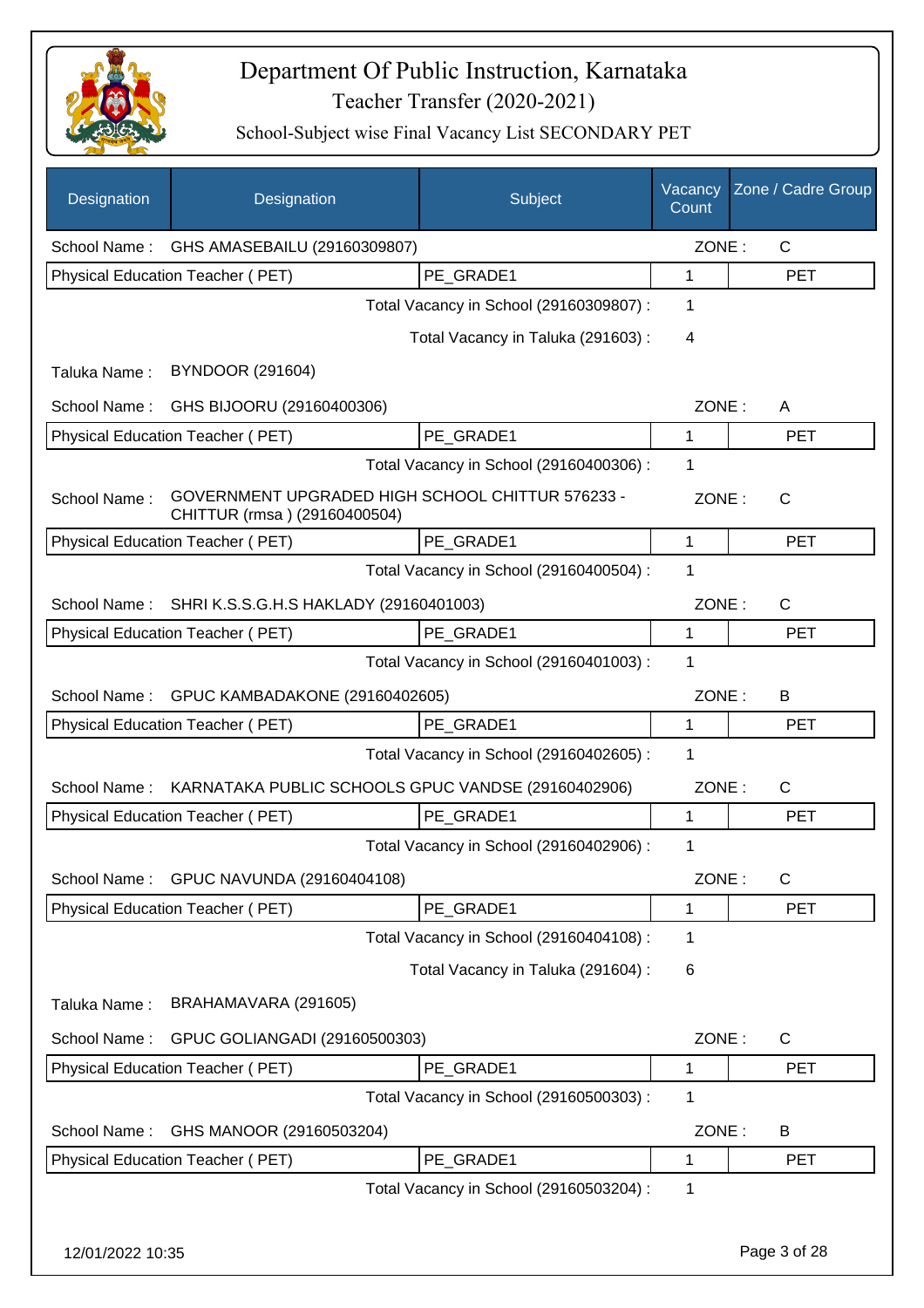# Department Of Public Instruction, Karnataka

## Teacher Transfer (2020-2021)

### School-Subject wise Final Vacancy List SECONDARY PET

| Designation | Designation | Subject | Vacancy Count | Zone / Cadre Group |
|---|---|---|---|---|
| School Name : | GHS AMASEBAILU (29160309807) | | ZONE : | C |
| Physical Education Teacher ( PET) | | PE_GRADE1 | 1 | PET |
| | | Total Vacancy in School (29160309807) : | 1 | |
| | | Total Vacancy in Taluka (291603) : | 4 | |
| Taluka Name : | BYNDOOR (291604) | | | |
| School Name : | GHS BIJOORU (29160400306) | | ZONE : | A |
| Physical Education Teacher ( PET) | | PE_GRADE1 | 1 | PET |
| | | Total Vacancy in School (29160400306) : | 1 | |
| School Name : | GOVERNMENT UPGRADED HIGH SCHOOL CHITTUR 576233 - CHITTUR (rmsa ) (29160400504) | | ZONE : | C |
| Physical Education Teacher ( PET) | | PE_GRADE1 | 1 | PET |
| | | Total Vacancy in School (29160400504) : | 1 | |
| School Name : | SHRI K.S.S.G.H.S HAKLADY (29160401003) | | ZONE : | C |
| Physical Education Teacher ( PET) | | PE_GRADE1 | 1 | PET |
| | | Total Vacancy in School (29160401003) : | 1 | |
| School Name : | GPUC KAMBADAKONE (29160402605) | | ZONE : | B |
| Physical Education Teacher ( PET) | | PE_GRADE1 | 1 | PET |
| | | Total Vacancy in School (29160402605) : | 1 | |
| School Name : | KARNATAKA PUBLIC SCHOOLS GPUC VANDSE (29160402906) | | ZONE : | C |
| Physical Education Teacher ( PET) | | PE_GRADE1 | 1 | PET |
| | | Total Vacancy in School (29160402906) : | 1 | |
| School Name : | GPUC NAVUNDA (29160404108) | | ZONE : | C |
| Physical Education Teacher ( PET) | | PE_GRADE1 | 1 | PET |
| | | Total Vacancy in School (29160404108) : | 1 | |
| | | Total Vacancy in Taluka (291604) : | 6 | |
| Taluka Name : | BRAHAMAVARA (291605) | | | |
| School Name : | GPUC GOLIANGADI (29160500303) | | ZONE : | C |
| Physical Education Teacher ( PET) | | PE_GRADE1 | 1 | PET |
| | | Total Vacancy in School (29160500303) : | 1 | |
| School Name : | GHS MANOOR (29160503204) | | ZONE : | B |
| Physical Education Teacher ( PET) | | PE_GRADE1 | 1 | PET |
| | | Total Vacancy in School (29160503204) : | 1 | |

12/01/2022 10:35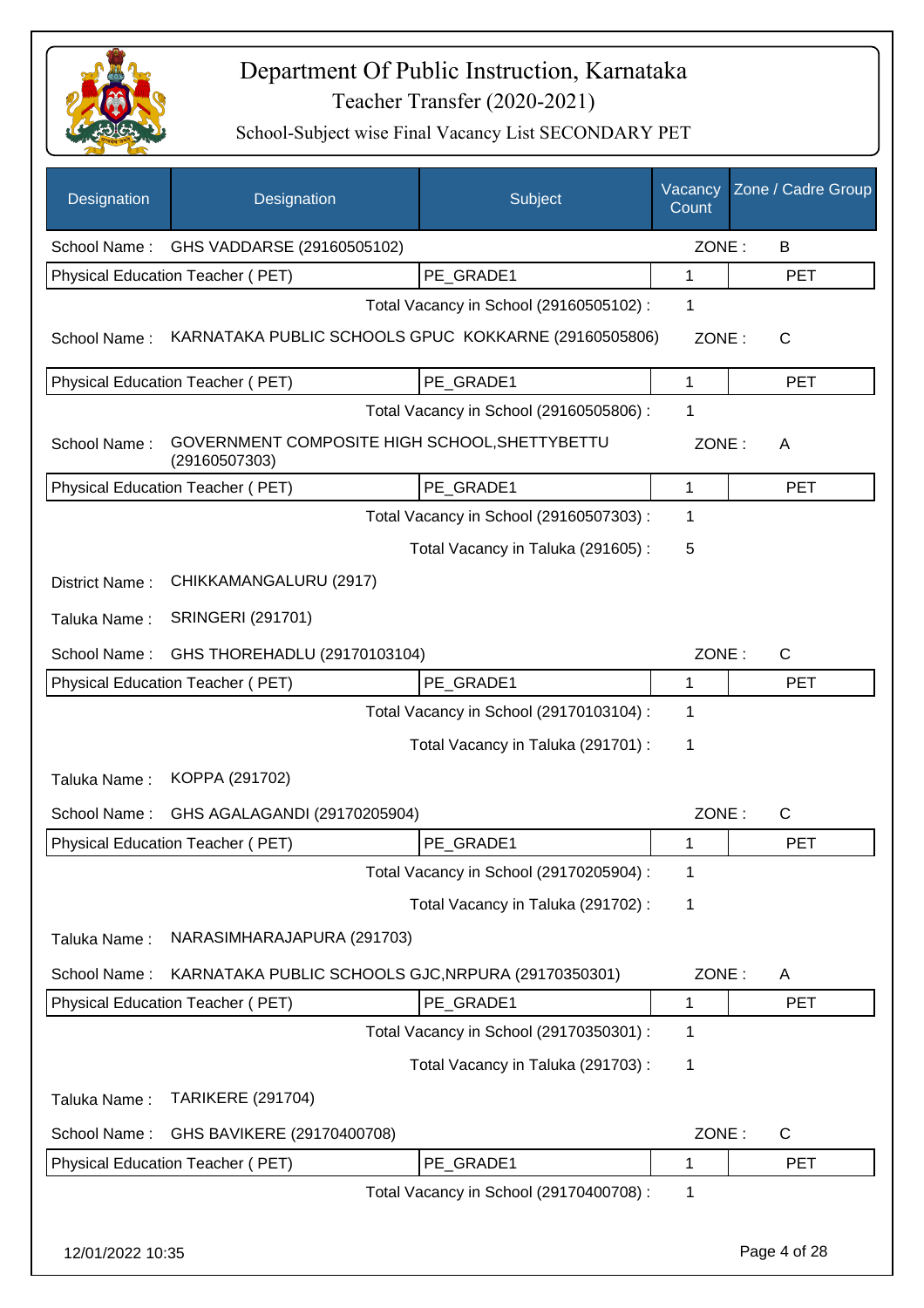# Department Of Public Instruction, Karnataka

## Teacher Transfer (2020-2021)

### School-Subject wise Final Vacancy List SECONDARY PET

| Designation | Designation | Subject | Vacancy Count | Zone / Cadre Group |
|---|---|---|---|---|
| School Name : | GHS VADDARSE (29160505102) | | ZONE : | B |
| Physical Education Teacher ( PET) | | PE_GRADE1 | 1 | PET |
| | | Total Vacancy in School (29160505102) : | 1 | |
| School Name : | KARNATAKA PUBLIC SCHOOLS GPUC KOKKARNE (29160505806) | | ZONE : | C |
| Physical Education Teacher ( PET) | | PE_GRADE1 | 1 | PET |
| | | Total Vacancy in School (29160505806) : | 1 | |
| School Name : | GOVERNMENT COMPOSITE HIGH SCHOOL,SHETTYBETTU (29160507303) | | ZONE : | A |
| Physical Education Teacher ( PET) | | PE_GRADE1 | 1 | PET |
| | | Total Vacancy in School (29160507303) : | 1 | |
| | | Total Vacancy in Taluka (291605) : | 5 | |
| District Name : | CHIKKAMANGALURU (2917) | | | |
| Taluka Name : | SRINGERI (291701) | | | |
| School Name : | GHS THOREHADLU (29170103104) | | ZONE : | C |
| Physical Education Teacher ( PET) | | PE_GRADE1 | 1 | PET |
| | | Total Vacancy in School (29170103104) : | 1 | |
| | | Total Vacancy in Taluka (291701) : | 1 | |
| Taluka Name : | KOPPA (291702) | | | |
| School Name : | GHS AGALAGANDI (29170205904) | | ZONE : | C |
| Physical Education Teacher ( PET) | | PE_GRADE1 | 1 | PET |
| | | Total Vacancy in School (29170205904) : | 1 | |
| | | Total Vacancy in Taluka (291702) : | 1 | |
| Taluka Name : | NARASIMHARAJAPURA (291703) | | | |
| School Name : | KARNATAKA PUBLIC SCHOOLS GJC,NRPURA (29170350301) | | ZONE : | A |
| Physical Education Teacher ( PET) | | PE_GRADE1 | 1 | PET |
| | | Total Vacancy in School (29170350301) : | 1 | |
| | | Total Vacancy in Taluka (291703) : | 1 | |
| Taluka Name : | TARIKERE (291704) | | | |
| School Name : | GHS BAVIKERE (29170400708) | | ZONE : | C |
| Physical Education Teacher ( PET) | | PE_GRADE1 | 1 | PET |
| | | Total Vacancy in School (29170400708) : | 1 | |

12/01/2022 10:35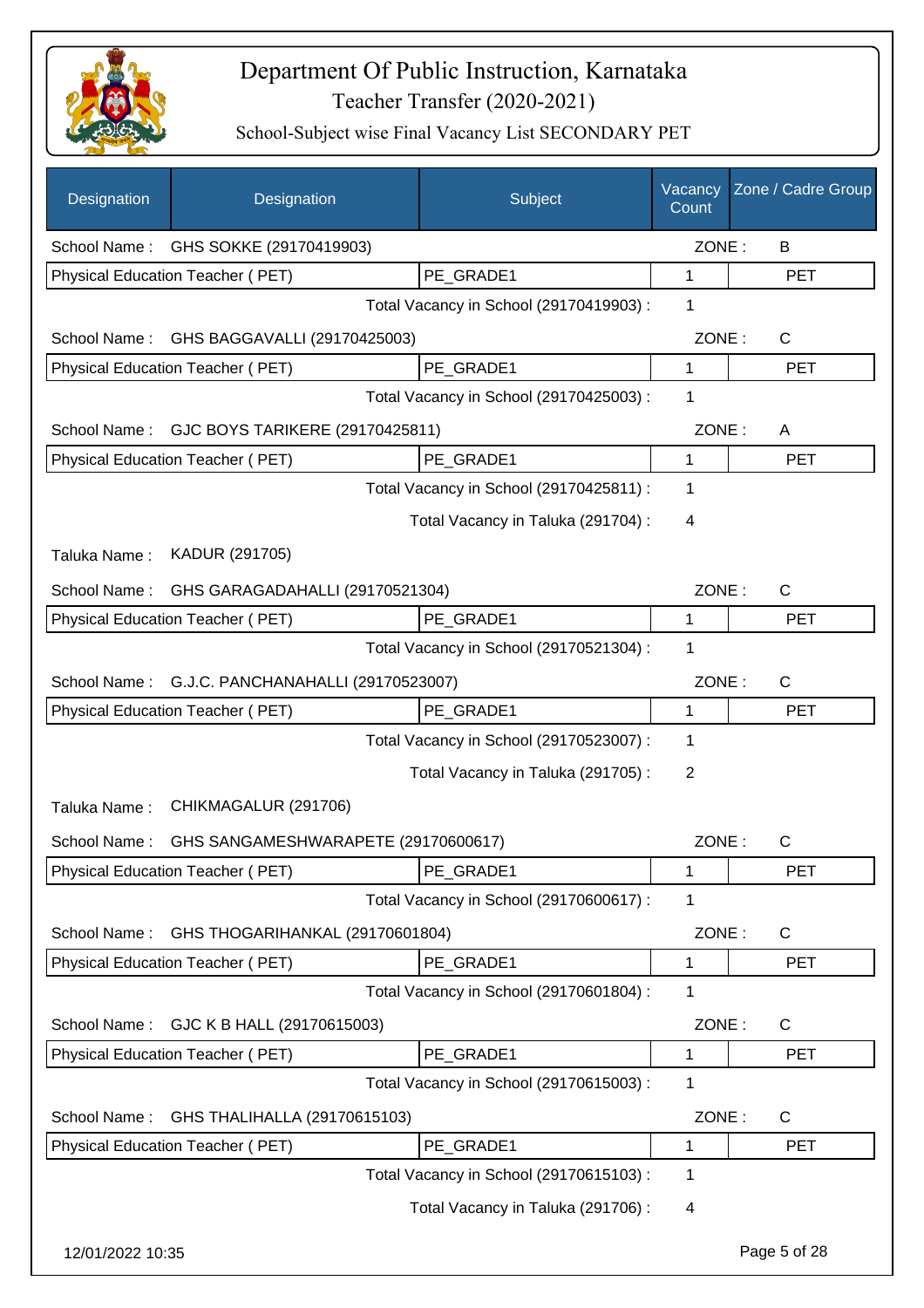# Department Of Public Instruction, Karnataka

## Teacher Transfer (2020-2021)

### School-Subject wise Final Vacancy List SECONDARY PET

| Designation | Designation | Subject | Vacancy Count | Zone / Cadre Group |
|---|---|---|---|---|
| School Name : | GHS SOKKE (29170419903) | | ZONE : | B |
| Physical Education Teacher ( PET) | | PE_GRADE1 | 1 | PET |
| | | Total Vacancy in School (29170419903) : | 1 | |
| School Name : | GHS BAGGAVALLI (29170425003) | | ZONE : | C |
| Physical Education Teacher ( PET) | | PE_GRADE1 | 1 | PET |
| | | Total Vacancy in School (29170425003) : | 1 | |
| School Name : | GJC BOYS TARIKERE (29170425811) | | ZONE : | A |
| Physical Education Teacher ( PET) | | PE_GRADE1 | 1 | PET |
| | | Total Vacancy in School (29170425811) : | 1 | |
| | | Total Vacancy in Taluka (291704) : | 4 | |
| Taluka Name : | KADUR (291705) | | | |
| School Name : | GHS GARAGADAHALLI (29170521304) | | ZONE : | C |
| Physical Education Teacher ( PET) | | PE_GRADE1 | 1 | PET |
| | | Total Vacancy in School (29170521304) : | 1 | |
| School Name : | G.J.C. PANCHANAHALLI (29170523007) | | ZONE : | C |
| Physical Education Teacher ( PET) | | PE_GRADE1 | 1 | PET |
| | | Total Vacancy in School (29170523007) : | 1 | |
| | | Total Vacancy in Taluka (291705) : | 2 | |
| Taluka Name : | CHIKMAGALUR (291706) | | | |
| School Name : | GHS SANGAMESHWARAPETE (29170600617) | | ZONE : | C |
| Physical Education Teacher ( PET) | | PE_GRADE1 | 1 | PET |
| | | Total Vacancy in School (29170600617) : | 1 | |
| School Name : | GHS THOGARIHANKAL (29170601804) | | ZONE : | C |
| Physical Education Teacher ( PET) | | PE_GRADE1 | 1 | PET |
| | | Total Vacancy in School (29170601804) : | 1 | |
| School Name : | GJC K B HALL (29170615003) | | ZONE : | C |
| Physical Education Teacher ( PET) | | PE_GRADE1 | 1 | PET |
| | | Total Vacancy in School (29170615003) : | 1 | |
| School Name : | GHS THALIHALLA (29170615103) | | ZONE : | C |
| Physical Education Teacher ( PET) | | PE_GRADE1 | 1 | PET |
| | | Total Vacancy in School (29170615103) : | 1 | |
| | | Total Vacancy in Taluka (291706) : | 4 | |

12/01/2022 10:35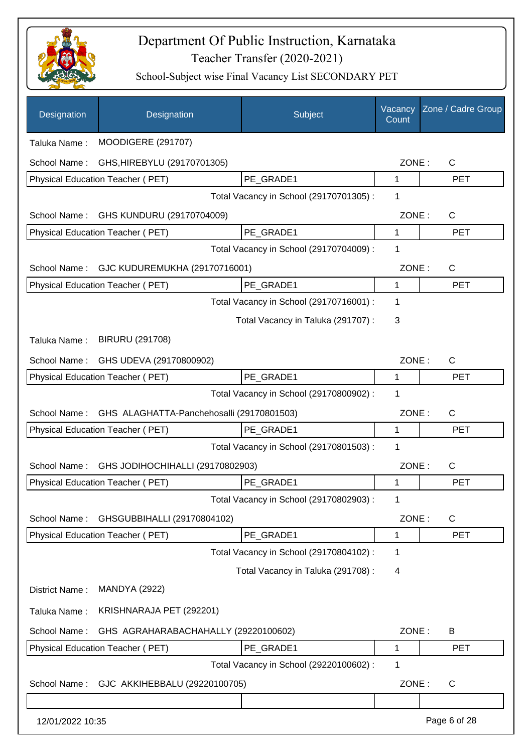# Department Of Public Instruction, Karnataka

## Teacher Transfer (2020-2021)

### School-Subject wise Final Vacancy List SECONDARY PET

| Designation | Designation | Subject | Vacancy Count | Zone / Cadre Group |
|---|---|---|---|---|

Taluka Name : MOODIGERE (291707)

School Name : GHS,HIREBYLU (29170701305) — ZONE : C

| Physical Education Teacher ( PET) | PE_GRADE1 | 1 | PET |
|---|---|---|---|

Total Vacancy in School (29170701305) : 1

School Name : GHS KUNDURU (29170704009) — ZONE : C

| Physical Education Teacher ( PET) | PE_GRADE1 | 1 | PET |
|---|---|---|---|

Total Vacancy in School (29170704009) : 1

School Name : GJC KUDUREMUKHA (29170716001) — ZONE : C

| Physical Education Teacher ( PET) | PE_GRADE1 | 1 | PET |
|---|---|---|---|

Total Vacancy in School (29170716001) : 1

Total Vacancy in Taluka (291707) : 3

Taluka Name : BIRURU (291708)

School Name : GHS UDEVA (29170800902) — ZONE : C

| Physical Education Teacher ( PET) | PE_GRADE1 | 1 | PET |
|---|---|---|---|

Total Vacancy in School (29170800902) : 1

School Name : GHS ALAGHATTA-Panchehosalli (29170801503) — ZONE : C

| Physical Education Teacher ( PET) | PE_GRADE1 | 1 | PET |
|---|---|---|---|

Total Vacancy in School (29170801503) : 1

School Name : GHS JODIHOCHIHALLI (29170802903) — ZONE : C

| Physical Education Teacher ( PET) | PE_GRADE1 | 1 | PET |
|---|---|---|---|

Total Vacancy in School (29170802903) : 1

School Name : GHSGUBBIHALLI (29170804102) — ZONE : C

| Physical Education Teacher ( PET) | PE_GRADE1 | 1 | PET |
|---|---|---|---|

Total Vacancy in School (29170804102) : 1

Total Vacancy in Taluka (291708) : 4

District Name : MANDYA (2922)

Taluka Name : KRISHNARAJA PET (292201)

School Name : GHS AGRAHARABACHAHALLY (29220100602) — ZONE : B

| Physical Education Teacher ( PET) | PE_GRADE1 | 1 | PET |
|---|---|---|---|

Total Vacancy in School (29220100602) : 1

School Name : GJC AKKIHEBBALU (29220100705) — ZONE : C

12/01/2022 10:35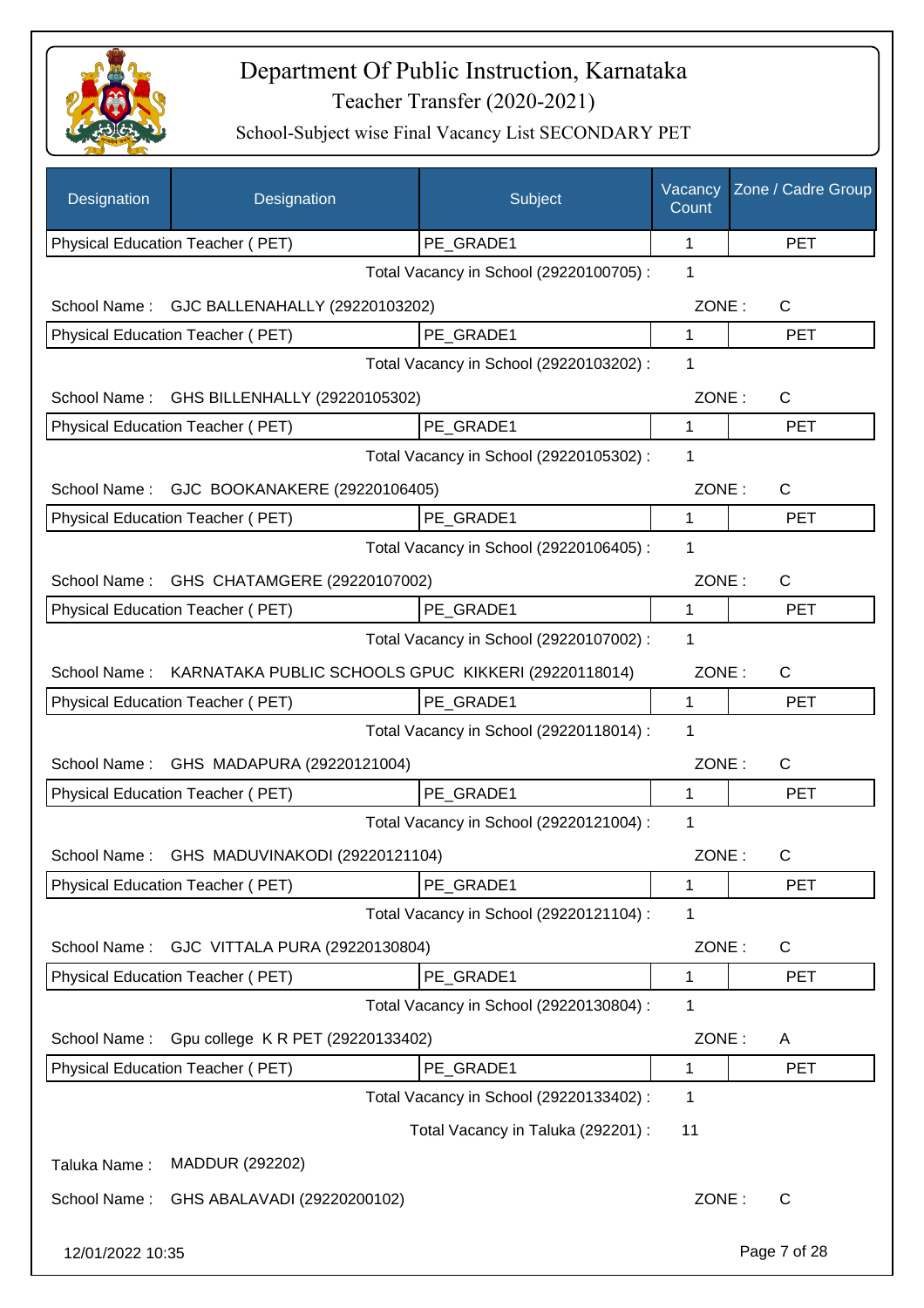# Department Of Public Instruction, Karnataka

Teacher Transfer (2020-2021)

School-Subject wise Final Vacancy List SECONDARY PET

| Designation | Designation | Subject | Vacancy Count | Zone / Cadre Group |
|---|---|---|---|---|
| Physical Education Teacher ( PET) | | PE_GRADE1 | 1 | PET |
| | | Total Vacancy in School (29220100705) : | 1 | |
| School Name : | GJC BALLENAHALLY (29220103202) | | ZONE : | C |
| Physical Education Teacher ( PET) | | PE_GRADE1 | 1 | PET |
| | | Total Vacancy in School (29220103202) : | 1 | |
| School Name : | GHS BILLENHALLY (29220105302) | | ZONE : | C |
| Physical Education Teacher ( PET) | | PE_GRADE1 | 1 | PET |
| | | Total Vacancy in School (29220105302) : | 1 | |
| School Name : | GJC BOOKANAKERE (29220106405) | | ZONE : | C |
| Physical Education Teacher ( PET) | | PE_GRADE1 | 1 | PET |
| | | Total Vacancy in School (29220106405) : | 1 | |
| School Name : | GHS CHATAMGERE (29220107002) | | ZONE : | C |
| Physical Education Teacher ( PET) | | PE_GRADE1 | 1 | PET |
| | | Total Vacancy in School (29220107002) : | 1 | |
| School Name : | KARNATAKA PUBLIC SCHOOLS GPUC KIKKERI (29220118014) | | ZONE : | C |
| Physical Education Teacher ( PET) | | PE_GRADE1 | 1 | PET |
| | | Total Vacancy in School (29220118014) : | 1 | |
| School Name : | GHS MADAPURA (29220121004) | | ZONE : | C |
| Physical Education Teacher ( PET) | | PE_GRADE1 | 1 | PET |
| | | Total Vacancy in School (29220121004) : | 1 | |
| School Name : | GHS MADUVINAKODI (29220121104) | | ZONE : | C |
| Physical Education Teacher ( PET) | | PE_GRADE1 | 1 | PET |
| | | Total Vacancy in School (29220121104) : | 1 | |
| School Name : | GJC VITTALA PURA (29220130804) | | ZONE : | C |
| Physical Education Teacher ( PET) | | PE_GRADE1 | 1 | PET |
| | | Total Vacancy in School (29220130804) : | 1 | |
| School Name : | Gpu college K R PET (29220133402) | | ZONE : | A |
| Physical Education Teacher ( PET) | | PE_GRADE1 | 1 | PET |
| | | Total Vacancy in School (29220133402) : | 1 | |
| | | Total Vacancy in Taluka (292201) : | 11 | |
| Taluka Name : | MADDUR (292202) | | | |
| School Name : | GHS ABALAVADI (29220200102) | | ZONE : | C |

12/01/2022 10:35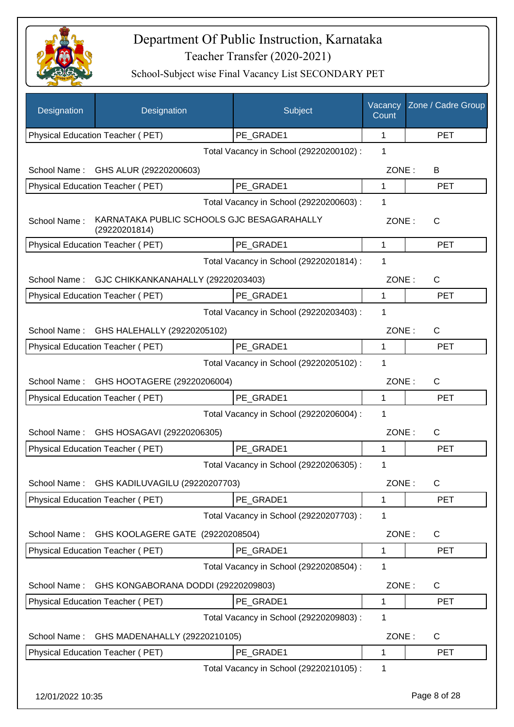# Department Of Public Instruction, Karnataka

## Teacher Transfer (2020-2021)

### School-Subject wise Final Vacancy List SECONDARY PET

| Designation | Designation | Subject | Vacancy Count | Zone / Cadre Group |
|---|---|---|---|---|
| Physical Education Teacher ( PET) | | PE_GRADE1 | 1 | PET |
| | | Total Vacancy in School (29220200102) : | 1 | |
| School Name : | GHS ALUR (29220200603) | | ZONE : | B |
| Physical Education Teacher ( PET) | | PE_GRADE1 | 1 | PET |
| | | Total Vacancy in School (29220200603) : | 1 | |
| School Name : | KARNATAKA PUBLIC SCHOOLS GJC BESAGARAHALLY (29220201814) | | ZONE : | C |
| Physical Education Teacher ( PET) | | PE_GRADE1 | 1 | PET |
| | | Total Vacancy in School (29220201814) : | 1 | |
| School Name : | GJC CHIKKANKANAHALLY (29220203403) | | ZONE : | C |
| Physical Education Teacher ( PET) | | PE_GRADE1 | 1 | PET |
| | | Total Vacancy in School (29220203403) : | 1 | |
| School Name : | GHS HALEHALLY (29220205102) | | ZONE : | C |
| Physical Education Teacher ( PET) | | PE_GRADE1 | 1 | PET |
| | | Total Vacancy in School (29220205102) : | 1 | |
| School Name : | GHS HOOTAGERE (29220206004) | | ZONE : | C |
| Physical Education Teacher ( PET) | | PE_GRADE1 | 1 | PET |
| | | Total Vacancy in School (29220206004) : | 1 | |
| School Name : | GHS HOSAGAVI (29220206305) | | ZONE : | C |
| Physical Education Teacher ( PET) | | PE_GRADE1 | 1 | PET |
| | | Total Vacancy in School (29220206305) : | 1 | |
| School Name : | GHS KADILUVAGILU (29220207703) | | ZONE : | C |
| Physical Education Teacher ( PET) | | PE_GRADE1 | 1 | PET |
| | | Total Vacancy in School (29220207703) : | 1 | |
| School Name : | GHS KOOLAGERE GATE (29220208504) | | ZONE : | C |
| Physical Education Teacher ( PET) | | PE_GRADE1 | 1 | PET |
| | | Total Vacancy in School (29220208504) : | 1 | |
| School Name : | GHS KONGABORANA DODDI (29220209803) | | ZONE : | C |
| Physical Education Teacher ( PET) | | PE_GRADE1 | 1 | PET |
| | | Total Vacancy in School (29220209803) : | 1 | |
| School Name : | GHS MADENAHALLY (29220210105) | | ZONE : | C |
| Physical Education Teacher ( PET) | | PE_GRADE1 | 1 | PET |
| | | Total Vacancy in School (29220210105) : | 1 | |

12/01/2022 10:35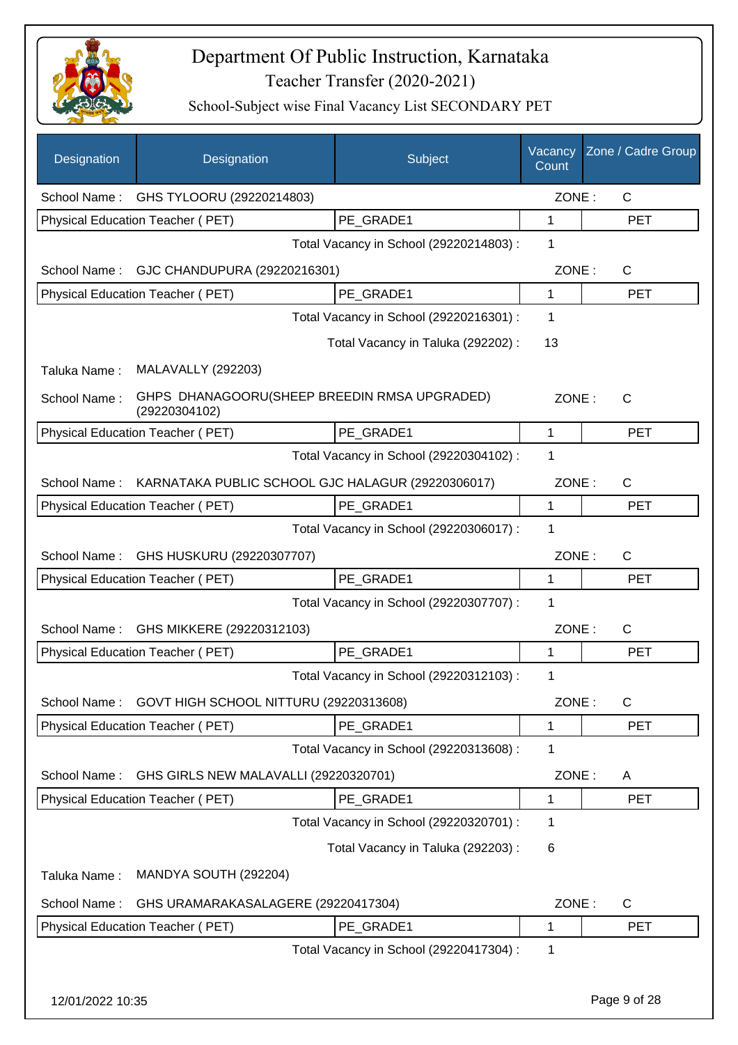# Department Of Public Instruction, Karnataka

## Teacher Transfer (2020-2021)

### School-Subject wise Final Vacancy List SECONDARY PET

| Designation | Designation | Subject | Vacancy Count | Zone / Cadre Group |
|---|---|---|---|---|
| School Name : | GHS TYLOORU (29220214803) | | ZONE : | C |
| Physical Education Teacher ( PET) | | PE_GRADE1 | 1 | PET |
| | | Total Vacancy in School (29220214803) : | 1 | |
| School Name : | GJC CHANDUPURA (29220216301) | | ZONE : | C |
| Physical Education Teacher ( PET) | | PE_GRADE1 | 1 | PET |
| | | Total Vacancy in School (29220216301) : | 1 | |
| | | Total Vacancy in Taluka (292202) : | 13 | |
| Taluka Name : | MALAVALLY (292203) | | | |
| School Name : | GHPS DHANAGOORU(SHEEP BREEDIN RMSA UPGRADED) (29220304102) | | ZONE : | C |
| Physical Education Teacher ( PET) | | PE_GRADE1 | 1 | PET |
| | | Total Vacancy in School (29220304102) : | 1 | |
| School Name : | KARNATAKA PUBLIC SCHOOL GJC HALAGUR (29220306017) | | ZONE : | C |
| Physical Education Teacher ( PET) | | PE_GRADE1 | 1 | PET |
| | | Total Vacancy in School (29220306017) : | 1 | |
| School Name : | GHS HUSKURU (29220307707) | | ZONE : | C |
| Physical Education Teacher ( PET) | | PE_GRADE1 | 1 | PET |
| | | Total Vacancy in School (29220307707) : | 1 | |
| School Name : | GHS MIKKERE (29220312103) | | ZONE : | C |
| Physical Education Teacher ( PET) | | PE_GRADE1 | 1 | PET |
| | | Total Vacancy in School (29220312103) : | 1 | |
| School Name : | GOVT HIGH SCHOOL NITTURU (29220313608) | | ZONE : | C |
| Physical Education Teacher ( PET) | | PE_GRADE1 | 1 | PET |
| | | Total Vacancy in School (29220313608) : | 1 | |
| School Name : | GHS GIRLS NEW MALAVALLI (29220320701) | | ZONE : | A |
| Physical Education Teacher ( PET) | | PE_GRADE1 | 1 | PET |
| | | Total Vacancy in School (29220320701) : | 1 | |
| | | Total Vacancy in Taluka (292203) : | 6 | |
| Taluka Name : | MANDYA SOUTH (292204) | | | |
| School Name : | GHS URAMARAKASALAGERE (29220417304) | | ZONE : | C |
| Physical Education Teacher ( PET) | | PE_GRADE1 | 1 | PET |
| | | Total Vacancy in School (29220417304) : | 1 | |

12/01/2022 10:35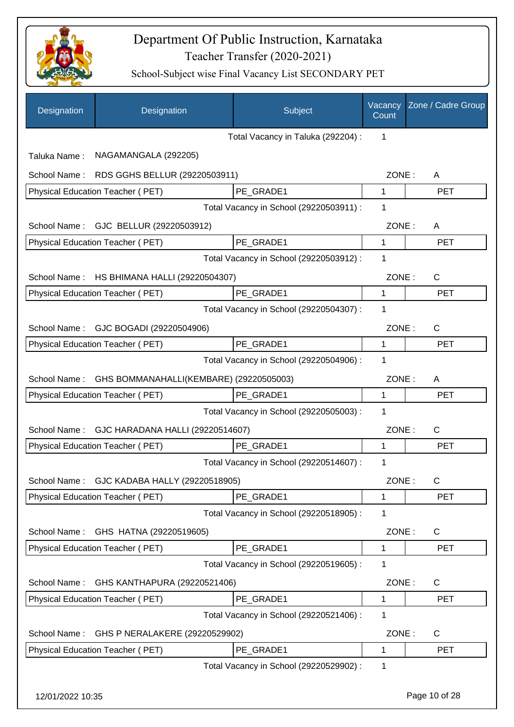# Department Of Public Instruction, Karnataka

Teacher Transfer (2020-2021)

School-Subject wise Final Vacancy List SECONDARY PET

| Designation | Designation | Subject | Vacancy Count | Zone / Cadre Group |
|---|---|---|---|---|
| | | Total Vacancy in Taluka (292204) : | 1 | |
| Taluka Name : | NAGAMANGALA (292205) | | | |
| School Name : | RDS GGHS BELLUR (29220503911) | | ZONE : | A |
| Physical Education Teacher ( PET) | | PE_GRADE1 | 1 | PET |
| | | Total Vacancy in School (29220503911) : | 1 | |
| School Name : | GJC BELLUR (29220503912) | | ZONE : | A |
| Physical Education Teacher ( PET) | | PE_GRADE1 | 1 | PET |
| | | Total Vacancy in School (29220503912) : | 1 | |
| School Name : | HS BHIMANA HALLI (29220504307) | | ZONE : | C |
| Physical Education Teacher ( PET) | | PE_GRADE1 | 1 | PET |
| | | Total Vacancy in School (29220504307) : | 1 | |
| School Name : | GJC BOGADI (29220504906) | | ZONE : | C |
| Physical Education Teacher ( PET) | | PE_GRADE1 | 1 | PET |
| | | Total Vacancy in School (29220504906) : | 1 | |
| School Name : | GHS BOMMANAHALLI(KEMBARE) (29220505003) | | ZONE : | A |
| Physical Education Teacher ( PET) | | PE_GRADE1 | 1 | PET |
| | | Total Vacancy in School (29220505003) : | 1 | |
| School Name : | GJC HARADANA HALLI (29220514607) | | ZONE : | C |
| Physical Education Teacher ( PET) | | PE_GRADE1 | 1 | PET |
| | | Total Vacancy in School (29220514607) : | 1 | |
| School Name : | GJC KADABA HALLY (29220518905) | | ZONE : | C |
| Physical Education Teacher ( PET) | | PE_GRADE1 | 1 | PET |
| | | Total Vacancy in School (29220518905) : | 1 | |
| School Name : | GHS HATNA (29220519605) | | ZONE : | C |
| Physical Education Teacher ( PET) | | PE_GRADE1 | 1 | PET |
| | | Total Vacancy in School (29220519605) : | 1 | |
| School Name : | GHS KANTHAPURA (29220521406) | | ZONE : | C |
| Physical Education Teacher ( PET) | | PE_GRADE1 | 1 | PET |
| | | Total Vacancy in School (29220521406) : | 1 | |
| School Name : | GHS P NERALAKERE (29220529902) | | ZONE : | C |
| Physical Education Teacher ( PET) | | PE_GRADE1 | 1 | PET |
| | | Total Vacancy in School (29220529902) : | 1 | |

12/01/2022 10:35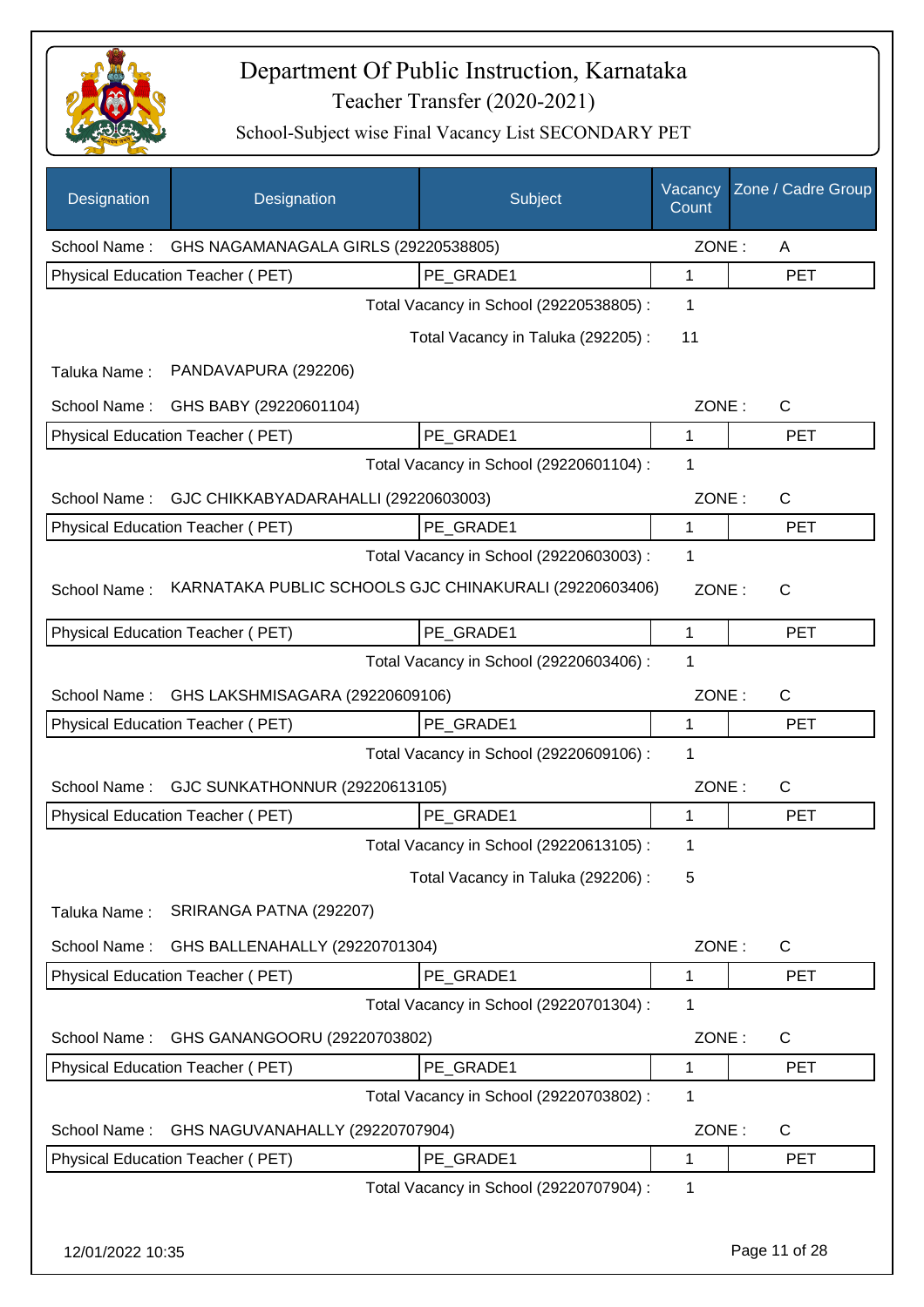# Department Of Public Instruction, Karnataka

## Teacher Transfer (2020-2021)

### School-Subject wise Final Vacancy List SECONDARY PET

| Designation | Designation | Subject | Vacancy Count | Zone / Cadre Group |
|---|---|---|---|---|
| School Name : | GHS NAGAMANAGALA GIRLS (29220538805) | | ZONE : | A |
| Physical Education Teacher ( PET) | | PE_GRADE1 | 1 | PET |
| | | Total Vacancy in School (29220538805) : | 1 | |
| | | Total Vacancy in Taluka (292205) : | 11 | |
| Taluka Name : | PANDAVAPURA (292206) | | | |
| School Name : | GHS BABY (29220601104) | | ZONE : | C |
| Physical Education Teacher ( PET) | | PE_GRADE1 | 1 | PET |
| | | Total Vacancy in School (29220601104) : | 1 | |
| School Name : | GJC CHIKKABYADARAHALLI (29220603003) | | ZONE : | C |
| Physical Education Teacher ( PET) | | PE_GRADE1 | 1 | PET |
| | | Total Vacancy in School (29220603003) : | 1 | |
| School Name : | KARNATAKA PUBLIC SCHOOLS GJC CHINAKURALI (29220603406) | | ZONE : | C |
| Physical Education Teacher ( PET) | | PE_GRADE1 | 1 | PET |
| | | Total Vacancy in School (29220603406) : | 1 | |
| School Name : | GHS LAKSHMISAGARA (29220609106) | | ZONE : | C |
| Physical Education Teacher ( PET) | | PE_GRADE1 | 1 | PET |
| | | Total Vacancy in School (29220609106) : | 1 | |
| School Name : | GJC SUNKATHONNUR (29220613105) | | ZONE : | C |
| Physical Education Teacher ( PET) | | PE_GRADE1 | 1 | PET |
| | | Total Vacancy in School (29220613105) : | 1 | |
| | | Total Vacancy in Taluka (292206) : | 5 | |
| Taluka Name : | SRIRANGA PATNA (292207) | | | |
| School Name : | GHS BALLENAHALLY (29220701304) | | ZONE : | C |
| Physical Education Teacher ( PET) | | PE_GRADE1 | 1 | PET |
| | | Total Vacancy in School (29220701304) : | 1 | |
| School Name : | GHS GANANGOORU (29220703802) | | ZONE : | C |
| Physical Education Teacher ( PET) | | PE_GRADE1 | 1 | PET |
| | | Total Vacancy in School (29220703802) : | 1 | |
| School Name : | GHS NAGUVANAHALLY (29220707904) | | ZONE : | C |
| Physical Education Teacher ( PET) | | PE_GRADE1 | 1 | PET |
| | | Total Vacancy in School (29220707904) : | 1 | |

12/01/2022 10:35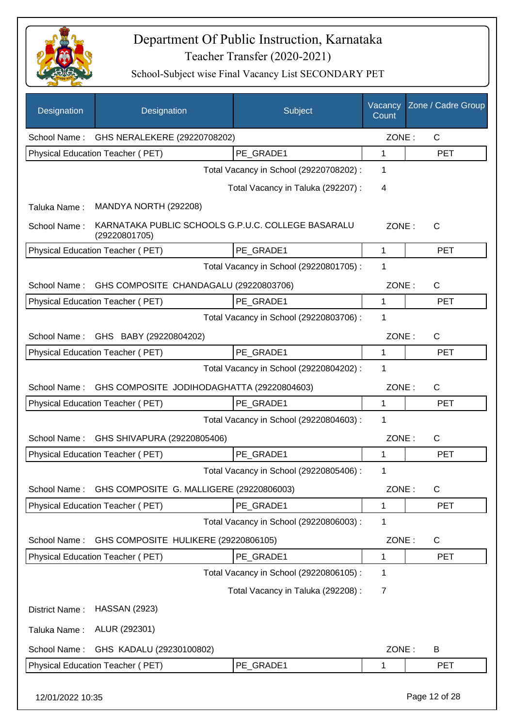# Department Of Public Instruction, Karnataka

Teacher Transfer (2020-2021)

School-Subject wise Final Vacancy List SECONDARY PET

| Designation | Designation | Subject | Vacancy Count | Zone / Cadre Group |
|---|---|---|---|---|
| School Name : | GHS NERALEKERE (29220708202) | | ZONE : | C |
| Physical Education Teacher ( PET) | | PE_GRADE1 | 1 | PET |
| | | Total Vacancy in School (29220708202) : | 1 | |
| | | Total Vacancy in Taluka (292207) : | 4 | |
| Taluka Name : | MANDYA NORTH (292208) | | | |
| School Name : | KARNATAKA PUBLIC SCHOOLS G.P.U.C. COLLEGE BASARALU (29220801705) | | ZONE : | C |
| Physical Education Teacher ( PET) | | PE_GRADE1 | 1 | PET |
| | | Total Vacancy in School (29220801705) : | 1 | |
| School Name : | GHS COMPOSITE CHANDAGALU (29220803706) | | ZONE : | C |
| Physical Education Teacher ( PET) | | PE_GRADE1 | 1 | PET |
| | | Total Vacancy in School (29220803706) : | 1 | |
| School Name : | GHS BABY (29220804202) | | ZONE : | C |
| Physical Education Teacher ( PET) | | PE_GRADE1 | 1 | PET |
| | | Total Vacancy in School (29220804202) : | 1 | |
| School Name : | GHS COMPOSITE JODIHODAGHATTA (29220804603) | | ZONE : | C |
| Physical Education Teacher ( PET) | | PE_GRADE1 | 1 | PET |
| | | Total Vacancy in School (29220804603) : | 1 | |
| School Name : | GHS SHIVAPURA (29220805406) | | ZONE : | C |
| Physical Education Teacher ( PET) | | PE_GRADE1 | 1 | PET |
| | | Total Vacancy in School (29220805406) : | 1 | |
| School Name : | GHS COMPOSITE G. MALLIGERE (29220806003) | | ZONE : | C |
| Physical Education Teacher ( PET) | | PE_GRADE1 | 1 | PET |
| | | Total Vacancy in School (29220806003) : | 1 | |
| School Name : | GHS COMPOSITE HULIKERE (29220806105) | | ZONE : | C |
| Physical Education Teacher ( PET) | | PE_GRADE1 | 1 | PET |
| | | Total Vacancy in School (29220806105) : | 1 | |
| | | Total Vacancy in Taluka (292208) : | 7 | |
| District Name : | HASSAN (2923) | | | |
| Taluka Name : | ALUR (292301) | | | |
| School Name : | GHS KADALU (29230100802) | | ZONE : | B |
| Physical Education Teacher ( PET) | | PE_GRADE1 | 1 | PET |

12/01/2022 10:35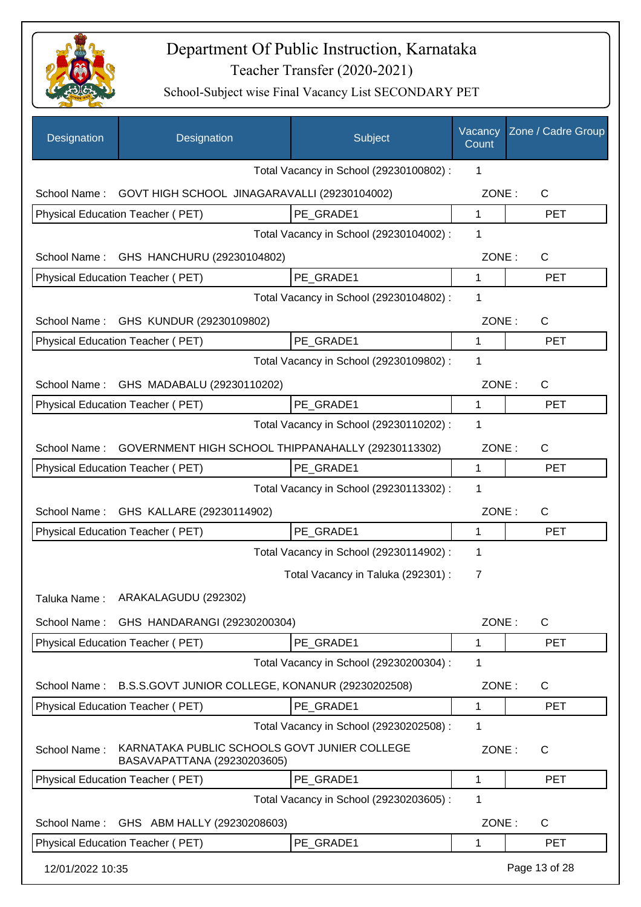# Department Of Public Instruction, Karnataka

Teacher Transfer (2020-2021)

School-Subject wise Final Vacancy List SECONDARY PET

| Designation | Designation | Subject | Vacancy Count | Zone / Cadre Group |
|---|---|---|---|---|
| | | Total Vacancy in School (29230100802) : | 1 | |
| School Name : | GOVT HIGH SCHOOL JINAGARAVALLI (29230104002) | | ZONE : | C |
| Physical Education Teacher ( PET) | | PE_GRADE1 | 1 | PET |
| | | Total Vacancy in School (29230104002) : | 1 | |
| School Name : | GHS HANCHURU (29230104802) | | ZONE : | C |
| Physical Education Teacher ( PET) | | PE_GRADE1 | 1 | PET |
| | | Total Vacancy in School (29230104802) : | 1 | |
| School Name : | GHS KUNDUR (29230109802) | | ZONE : | C |
| Physical Education Teacher ( PET) | | PE_GRADE1 | 1 | PET |
| | | Total Vacancy in School (29230109802) : | 1 | |
| School Name : | GHS MADABALU (29230110202) | | ZONE : | C |
| Physical Education Teacher ( PET) | | PE_GRADE1 | 1 | PET |
| | | Total Vacancy in School (29230110202) : | 1 | |
| School Name : | GOVERNMENT HIGH SCHOOL THIPPANAHALLY (29230113302) | | ZONE : | C |
| Physical Education Teacher ( PET) | | PE_GRADE1 | 1 | PET |
| | | Total Vacancy in School (29230113302) : | 1 | |
| School Name : | GHS KALLARE (29230114902) | | ZONE : | C |
| Physical Education Teacher ( PET) | | PE_GRADE1 | 1 | PET |
| | | Total Vacancy in School (29230114902) : | 1 | |
| | | Total Vacancy in Taluka (292301) : | 7 | |
| Taluka Name : | ARAKALAGUDU (292302) | | | |
| School Name : | GHS HANDARANGI (29230200304) | | ZONE : | C |
| Physical Education Teacher ( PET) | | PE_GRADE1 | 1 | PET |
| | | Total Vacancy in School (29230200304) : | 1 | |
| School Name : | B.S.S.GOVT JUNIOR COLLEGE, KONANUR (29230202508) | | ZONE : | C |
| Physical Education Teacher ( PET) | | PE_GRADE1 | 1 | PET |
| | | Total Vacancy in School (29230202508) : | 1 | |
| School Name : | KARNATAKA PUBLIC SCHOOLS GOVT JUNIER COLLEGE BASAVAPATTANA (29230203605) | | ZONE : | C |
| Physical Education Teacher ( PET) | | PE_GRADE1 | 1 | PET |
| | | Total Vacancy in School (29230203605) : | 1 | |
| School Name : | GHS ABM HALLY (29230208603) | | ZONE : | C |
| Physical Education Teacher ( PET) | | PE_GRADE1 | 1 | PET |

12/01/2022 10:35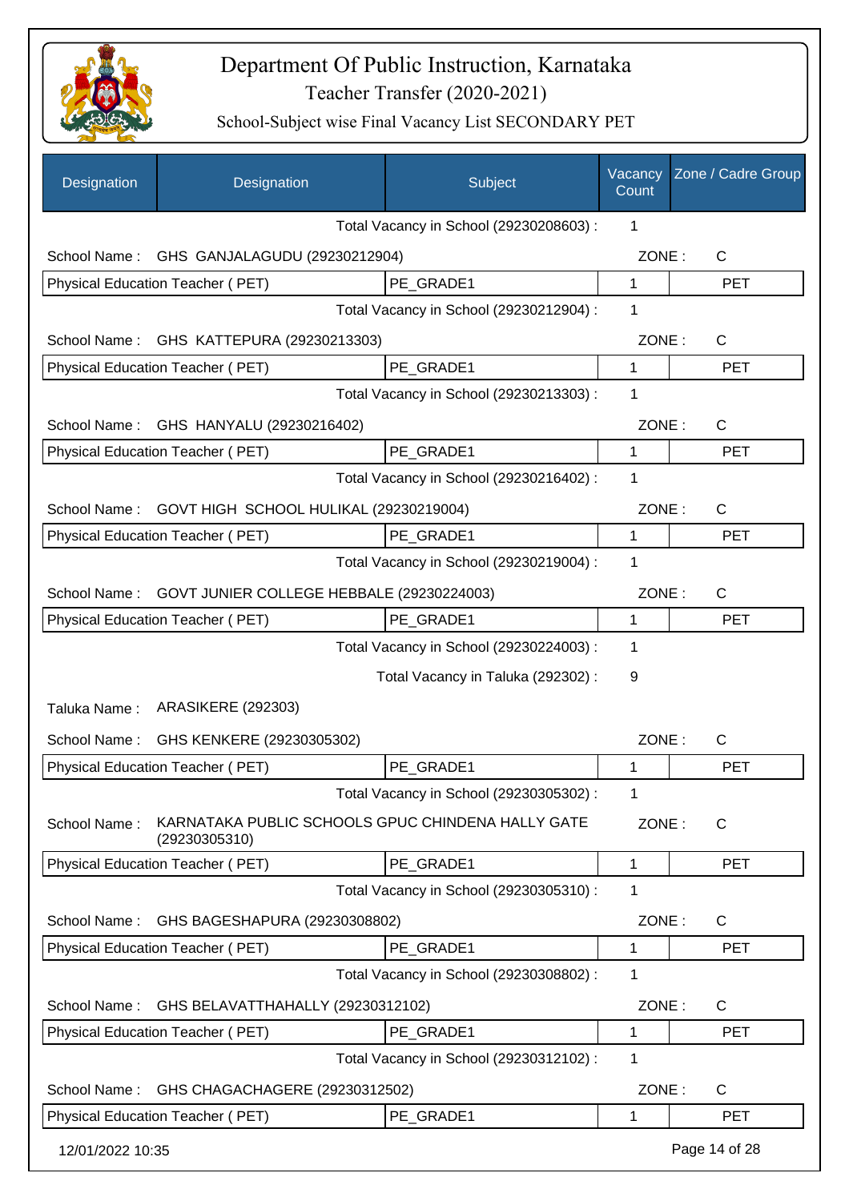# Department Of Public Instruction, Karnataka

## Teacher Transfer (2020-2021)

### School-Subject wise Final Vacancy List SECONDARY PET

| Designation | Designation | Subject | Vacancy Count | Zone / Cadre Group |
|---|---|---|---|---|
| | | Total Vacancy in School (29230208603) : | 1 | |
| School Name : | GHS GANJALAGUDU (29230212904) | | ZONE : | C |
| Physical Education Teacher ( PET) | | PE_GRADE1 | 1 | PET |
| | | Total Vacancy in School (29230212904) : | 1 | |
| School Name : | GHS KATTEPURA (29230213303) | | ZONE : | C |
| Physical Education Teacher ( PET) | | PE_GRADE1 | 1 | PET |
| | | Total Vacancy in School (29230213303) : | 1 | |
| School Name : | GHS HANYALU (29230216402) | | ZONE : | C |
| Physical Education Teacher ( PET) | | PE_GRADE1 | 1 | PET |
| | | Total Vacancy in School (29230216402) : | 1 | |
| School Name : | GOVT HIGH SCHOOL HULIKAL (29230219004) | | ZONE : | C |
| Physical Education Teacher ( PET) | | PE_GRADE1 | 1 | PET |
| | | Total Vacancy in School (29230219004) : | 1 | |
| School Name : | GOVT JUNIER COLLEGE HEBBALE (29230224003) | | ZONE : | C |
| Physical Education Teacher ( PET) | | PE_GRADE1 | 1 | PET |
| | | Total Vacancy in School (29230224003) : | 1 | |
| | | Total Vacancy in Taluka (292302) : | 9 | |
| Taluka Name : | ARASIKERE (292303) | | | |
| School Name : | GHS KENKERE (29230305302) | | ZONE : | C |
| Physical Education Teacher ( PET) | | PE_GRADE1 | 1 | PET |
| | | Total Vacancy in School (29230305302) : | 1 | |
| School Name : | KARNATAKA PUBLIC SCHOOLS GPUC CHINDENA HALLY GATE (29230305310) | | ZONE : | C |
| Physical Education Teacher ( PET) | | PE_GRADE1 | 1 | PET |
| | | Total Vacancy in School (29230305310) : | 1 | |
| School Name : | GHS BAGESHAPURA (29230308802) | | ZONE : | C |
| Physical Education Teacher ( PET) | | PE_GRADE1 | 1 | PET |
| | | Total Vacancy in School (29230308802) : | 1 | |
| School Name : | GHS BELAVATTHAHALLY (29230312102) | | ZONE : | C |
| Physical Education Teacher ( PET) | | PE_GRADE1 | 1 | PET |
| | | Total Vacancy in School (29230312102) : | 1 | |
| School Name : | GHS CHAGACHAGERE (29230312502) | | ZONE : | C |
| Physical Education Teacher ( PET) | | PE_GRADE1 | 1 | PET |

12/01/2022 10:35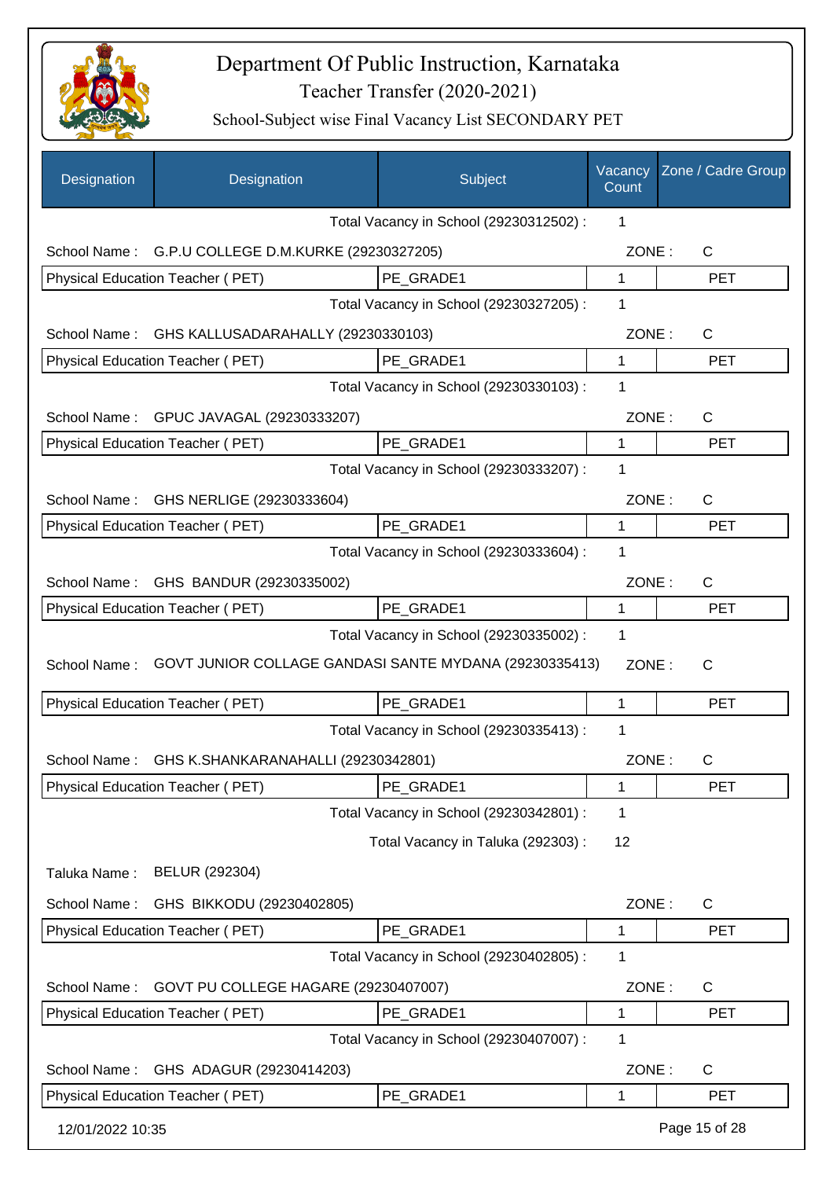# Department Of Public Instruction, Karnataka

Teacher Transfer (2020-2021)

School-Subject wise Final Vacancy List SECONDARY PET

| Designation | Designation | Subject | Vacancy Count | Zone / Cadre Group |
|---|---|---|---|---|
| | | Total Vacancy in School (29230312502) : | 1 | |
| School Name : | G.P.U COLLEGE D.M.KURKE (29230327205) | | ZONE : | C |
| Physical Education Teacher ( PET) | | PE_GRADE1 | 1 | PET |
| | | Total Vacancy in School (29230327205) : | 1 | |
| School Name : | GHS KALLUSADARAHALLY (29230330103) | | ZONE : | C |
| Physical Education Teacher ( PET) | | PE_GRADE1 | 1 | PET |
| | | Total Vacancy in School (29230330103) : | 1 | |
| School Name : | GPUC JAVAGAL (29230333207) | | ZONE : | C |
| Physical Education Teacher ( PET) | | PE_GRADE1 | 1 | PET |
| | | Total Vacancy in School (29230333207) : | 1 | |
| School Name : | GHS NERLIGE (29230333604) | | ZONE : | C |
| Physical Education Teacher ( PET) | | PE_GRADE1 | 1 | PET |
| | | Total Vacancy in School (29230333604) : | 1 | |
| School Name : | GHS BANDUR (29230335002) | | ZONE : | C |
| Physical Education Teacher ( PET) | | PE_GRADE1 | 1 | PET |
| | | Total Vacancy in School (29230335002) : | 1 | |
| School Name : | GOVT JUNIOR COLLAGE GANDASI SANTE MYDANA (29230335413) | | ZONE : | C |
| Physical Education Teacher ( PET) | | PE_GRADE1 | 1 | PET |
| | | Total Vacancy in School (29230335413) : | 1 | |
| School Name : | GHS K.SHANKARANAHALLI (29230342801) | | ZONE : | C |
| Physical Education Teacher ( PET) | | PE_GRADE1 | 1 | PET |
| | | Total Vacancy in School (29230342801) : | 1 | |
| | | Total Vacancy in Taluka (292303) : | 12 | |
| Taluka Name : | BELUR (292304) | | | |
| School Name : | GHS BIKKODU (29230402805) | | ZONE : | C |
| Physical Education Teacher ( PET) | | PE_GRADE1 | 1 | PET |
| | | Total Vacancy in School (29230402805) : | 1 | |
| School Name : | GOVT PU COLLEGE HAGARE (29230407007) | | ZONE : | C |
| Physical Education Teacher ( PET) | | PE_GRADE1 | 1 | PET |
| | | Total Vacancy in School (29230407007) : | 1 | |
| School Name : | GHS ADAGUR (29230414203) | | ZONE : | C |
| Physical Education Teacher ( PET) | | PE_GRADE1 | 1 | PET |

12/01/2022 10:35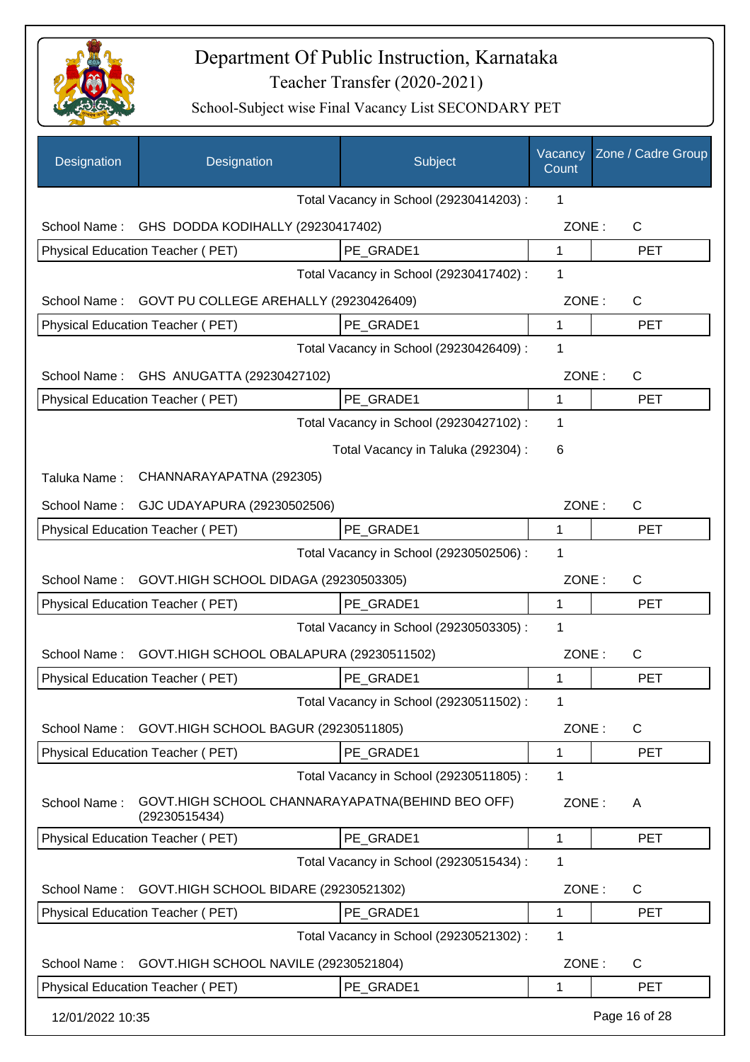# Department Of Public Instruction, Karnataka

## Teacher Transfer (2020-2021)

### School-Subject wise Final Vacancy List SECONDARY PET

| Designation | Designation | Subject | Vacancy Count | Zone / Cadre Group |
|---|---|---|---|---|
| | | Total Vacancy in School (29230414203) : | 1 | |
| School Name : | GHS DODDA KODIHALLY (29230417402) | | ZONE : | C |
| Physical Education Teacher ( PET) | | PE_GRADE1 | 1 | PET |
| | | Total Vacancy in School (29230417402) : | 1 | |
| School Name : | GOVT PU COLLEGE AREHALLY (29230426409) | | ZONE : | C |
| Physical Education Teacher ( PET) | | PE_GRADE1 | 1 | PET |
| | | Total Vacancy in School (29230426409) : | 1 | |
| School Name : | GHS ANUGATTA (29230427102) | | ZONE : | C |
| Physical Education Teacher ( PET) | | PE_GRADE1 | 1 | PET |
| | | Total Vacancy in School (29230427102) : | 1 | |
| | | Total Vacancy in Taluka (292304) : | 6 | |
| Taluka Name : | CHANNARAYAPATNA (292305) | | | |
| School Name : | GJC UDAYAPURA (29230502506) | | ZONE : | C |
| Physical Education Teacher ( PET) | | PE_GRADE1 | 1 | PET |
| | | Total Vacancy in School (29230502506) : | 1 | |
| School Name : | GOVT.HIGH SCHOOL DIDAGA (29230503305) | | ZONE : | C |
| Physical Education Teacher ( PET) | | PE_GRADE1 | 1 | PET |
| | | Total Vacancy in School (29230503305) : | 1 | |
| School Name : | GOVT.HIGH SCHOOL OBALAPURA (29230511502) | | ZONE : | C |
| Physical Education Teacher ( PET) | | PE_GRADE1 | 1 | PET |
| | | Total Vacancy in School (29230511502) : | 1 | |
| School Name : | GOVT.HIGH SCHOOL BAGUR (29230511805) | | ZONE : | C |
| Physical Education Teacher ( PET) | | PE_GRADE1 | 1 | PET |
| | | Total Vacancy in School (29230511805) : | 1 | |
| School Name : | GOVT.HIGH SCHOOL CHANNARAYAPATNA(BEHIND BEO OFF) (29230515434) | | ZONE : | A |
| Physical Education Teacher ( PET) | | PE_GRADE1 | 1 | PET |
| | | Total Vacancy in School (29230515434) : | 1 | |
| School Name : | GOVT.HIGH SCHOOL BIDARE (29230521302) | | ZONE : | C |
| Physical Education Teacher ( PET) | | PE_GRADE1 | 1 | PET |
| | | Total Vacancy in School (29230521302) : | 1 | |
| School Name : | GOVT.HIGH SCHOOL NAVILE (29230521804) | | ZONE : | C |
| Physical Education Teacher ( PET) | | PE_GRADE1 | 1 | PET |

12/01/2022 10:35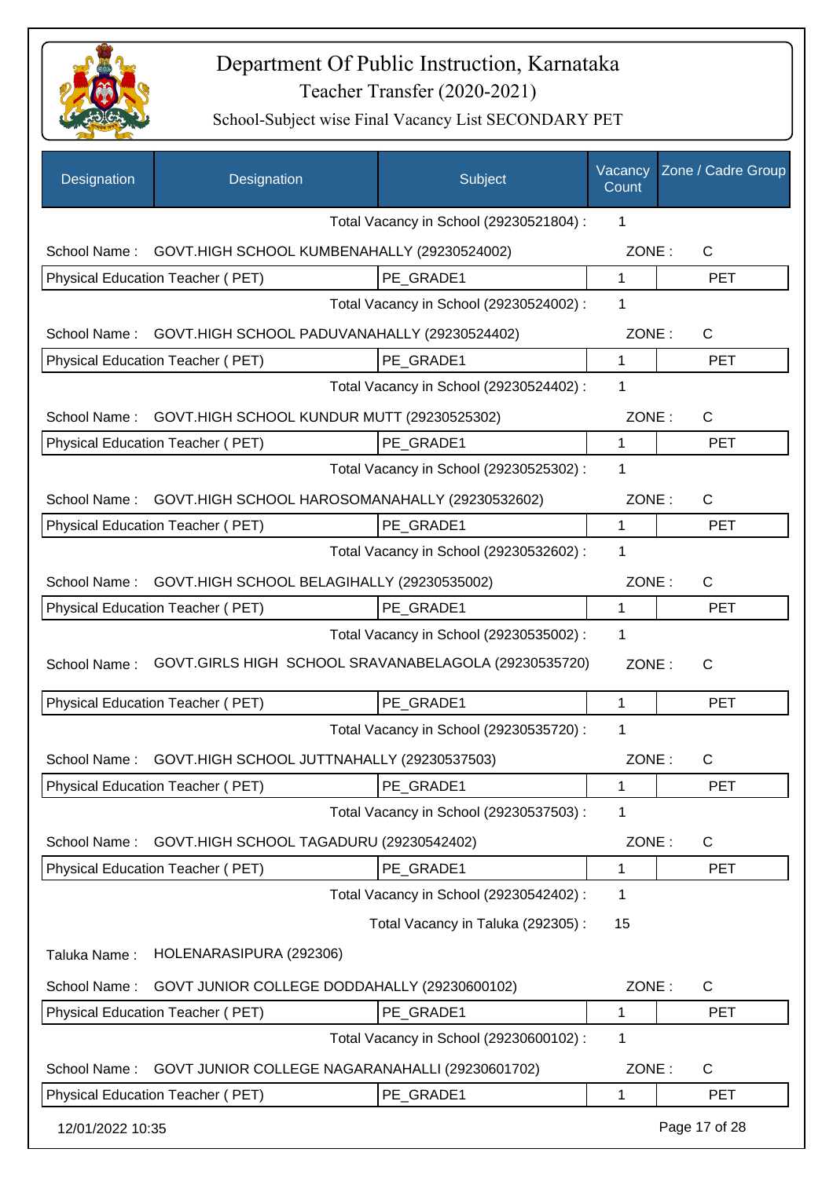# Department Of Public Instruction, Karnataka

## Teacher Transfer (2020-2021)

### School-Subject wise Final Vacancy List SECONDARY PET

| Designation | Designation | Subject | Vacancy Count | Zone / Cadre Group |
|---|---|---|---|---|
| | | Total Vacancy in School (29230521804) : | 1 | |
| School Name : | GOVT.HIGH SCHOOL KUMBENAHALLY (29230524002) | | ZONE : | C |
| Physical Education Teacher ( PET) | | PE_GRADE1 | 1 | PET |
| | | Total Vacancy in School (29230524002) : | 1 | |
| School Name : | GOVT.HIGH SCHOOL PADUVANAHALLY (29230524402) | | ZONE : | C |
| Physical Education Teacher ( PET) | | PE_GRADE1 | 1 | PET |
| | | Total Vacancy in School (29230524402) : | 1 | |
| School Name : | GOVT.HIGH SCHOOL KUNDUR MUTT (29230525302) | | ZONE : | C |
| Physical Education Teacher ( PET) | | PE_GRADE1 | 1 | PET |
| | | Total Vacancy in School (29230525302) : | 1 | |
| School Name : | GOVT.HIGH SCHOOL HAROSOMANAHALLY (29230532602) | | ZONE : | C |
| Physical Education Teacher ( PET) | | PE_GRADE1 | 1 | PET |
| | | Total Vacancy in School (29230532602) : | 1 | |
| School Name : | GOVT.HIGH SCHOOL BELAGIHALLY (29230535002) | | ZONE : | C |
| Physical Education Teacher ( PET) | | PE_GRADE1 | 1 | PET |
| | | Total Vacancy in School (29230535002) : | 1 | |
| School Name : | GOVT.GIRLS HIGH SCHOOL SRAVANABELAGOLA (29230535720) | | ZONE : | C |
| Physical Education Teacher ( PET) | | PE_GRADE1 | 1 | PET |
| | | Total Vacancy in School (29230535720) : | 1 | |
| School Name : | GOVT.HIGH SCHOOL JUTTNAHALLY (29230537503) | | ZONE : | C |
| Physical Education Teacher ( PET) | | PE_GRADE1 | 1 | PET |
| | | Total Vacancy in School (29230537503) : | 1 | |
| School Name : | GOVT.HIGH SCHOOL TAGADURU (29230542402) | | ZONE : | C |
| Physical Education Teacher ( PET) | | PE_GRADE1 | 1 | PET |
| | | Total Vacancy in School (29230542402) : | 1 | |
| | | Total Vacancy in Taluka (292305) : | 15 | |
| Taluka Name : | HOLENARASIPURA (292306) | | | |
| School Name : | GOVT JUNIOR COLLEGE DODDAHALLY (29230600102) | | ZONE : | C |
| Physical Education Teacher ( PET) | | PE_GRADE1 | 1 | PET |
| | | Total Vacancy in School (29230600102) : | 1 | |
| School Name : | GOVT JUNIOR COLLEGE NAGARANAHALLI (29230601702) | | ZONE : | C |
| Physical Education Teacher ( PET) | | PE_GRADE1 | 1 | PET |

12/01/2022 10:35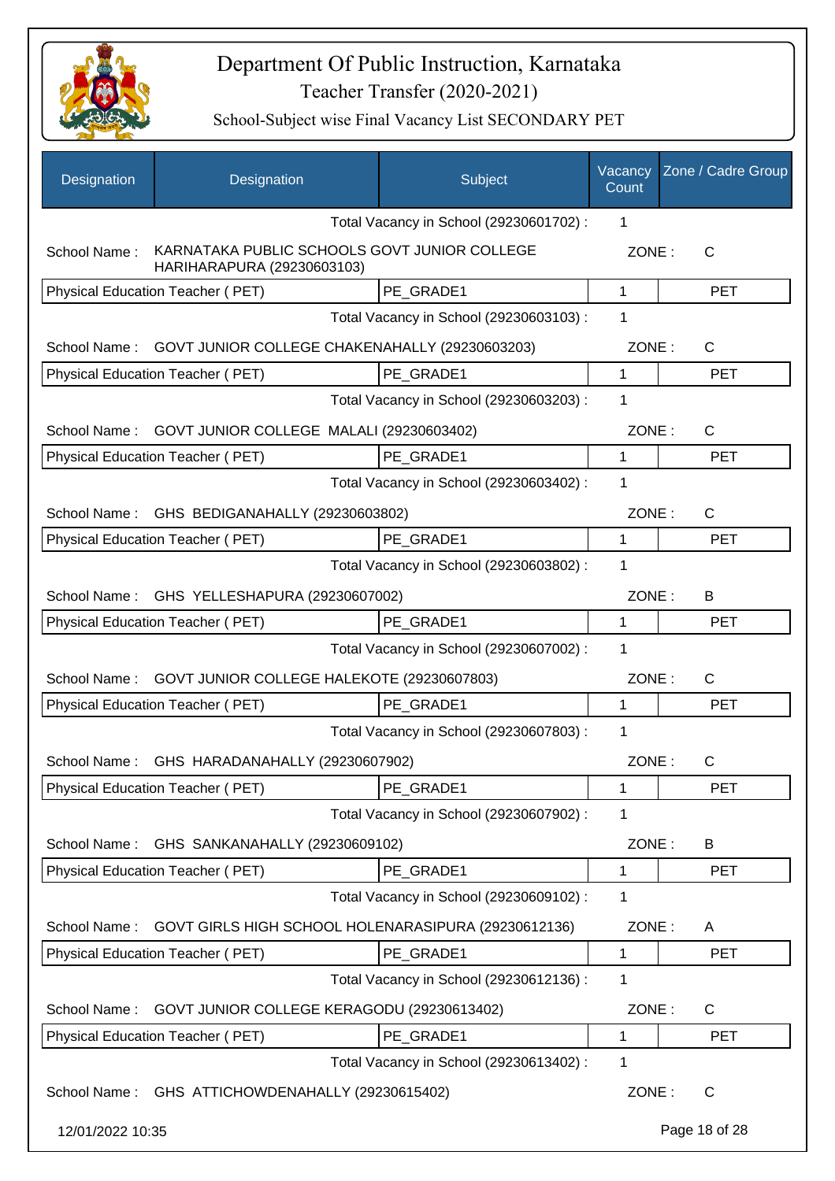# Department Of Public Instruction, Karnataka

## Teacher Transfer (2020-2021)

### School-Subject wise Final Vacancy List SECONDARY PET

| Designation | Designation | Subject | Vacancy Count | Zone / Cadre Group |
|---|---|---|---|---|
| | | Total Vacancy in School (29230601702) : | 1 | |
| School Name : | KARNATAKA PUBLIC SCHOOLS GOVT JUNIOR COLLEGE HARIHARAPURA (29230603103) | | ZONE : | C |
| Physical Education Teacher ( PET) | | PE_GRADE1 | 1 | PET |
| | | Total Vacancy in School (29230603103) : | 1 | |
| School Name : | GOVT JUNIOR COLLEGE CHAKENAHALLY (29230603203) | | ZONE : | C |
| Physical Education Teacher ( PET) | | PE_GRADE1 | 1 | PET |
| | | Total Vacancy in School (29230603203) : | 1 | |
| School Name : | GOVT JUNIOR COLLEGE MALALI (29230603402) | | ZONE : | C |
| Physical Education Teacher ( PET) | | PE_GRADE1 | 1 | PET |
| | | Total Vacancy in School (29230603402) : | 1 | |
| School Name : | GHS BEDIGANAHALLY (29230603802) | | ZONE : | C |
| Physical Education Teacher ( PET) | | PE_GRADE1 | 1 | PET |
| | | Total Vacancy in School (29230603802) : | 1 | |
| School Name : | GHS YELLESHAPURA (29230607002) | | ZONE : | B |
| Physical Education Teacher ( PET) | | PE_GRADE1 | 1 | PET |
| | | Total Vacancy in School (29230607002) : | 1 | |
| School Name : | GOVT JUNIOR COLLEGE HALEKOTE (29230607803) | | ZONE : | C |
| Physical Education Teacher ( PET) | | PE_GRADE1 | 1 | PET |
| | | Total Vacancy in School (29230607803) : | 1 | |
| School Name : | GHS HARADANAHALLY (29230607902) | | ZONE : | C |
| Physical Education Teacher ( PET) | | PE_GRADE1 | 1 | PET |
| | | Total Vacancy in School (29230607902) : | 1 | |
| School Name : | GHS SANKANAHALLY (29230609102) | | ZONE : | B |
| Physical Education Teacher ( PET) | | PE_GRADE1 | 1 | PET |
| | | Total Vacancy in School (29230609102) : | 1 | |
| School Name : | GOVT GIRLS HIGH SCHOOL HOLENARASIPURA (29230612136) | | ZONE : | A |
| Physical Education Teacher ( PET) | | PE_GRADE1 | 1 | PET |
| | | Total Vacancy in School (29230612136) : | 1 | |
| School Name : | GOVT JUNIOR COLLEGE KERAGODU (29230613402) | | ZONE : | C |
| Physical Education Teacher ( PET) | | PE_GRADE1 | 1 | PET |
| | | Total Vacancy in School (29230613402) : | 1 | |
| School Name : | GHS ATTICHOWDENAHALLY (29230615402) | | ZONE : | C |

12/01/2022 10:35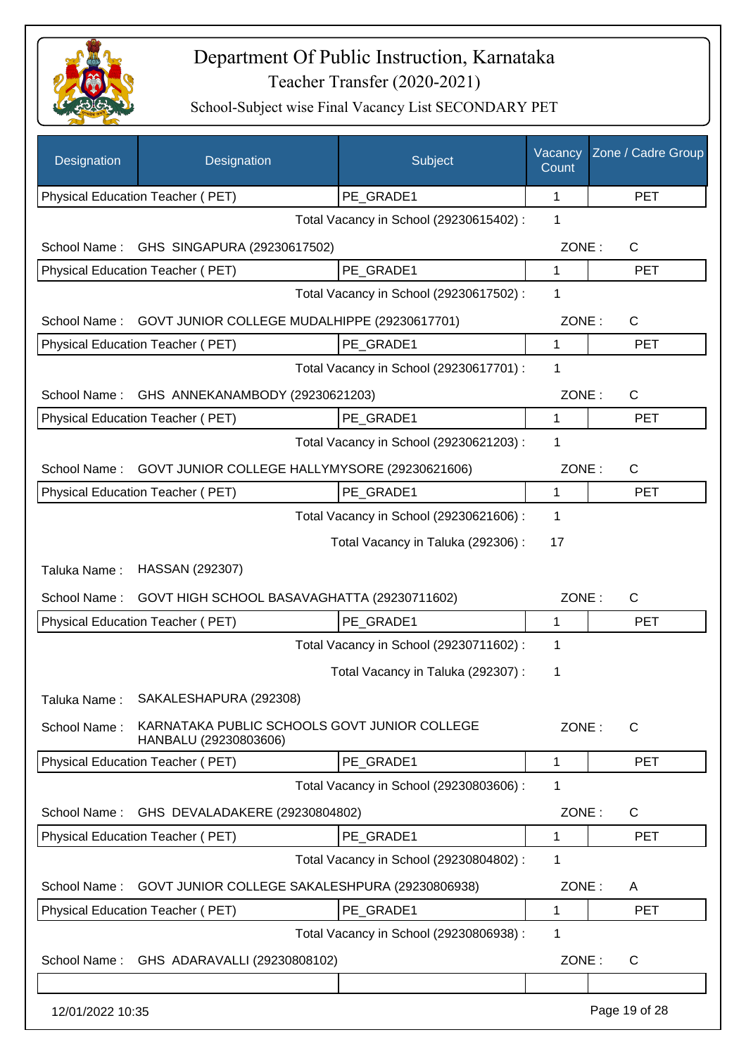# Department Of Public Instruction, Karnataka

## Teacher Transfer (2020-2021)

### School-Subject wise Final Vacancy List SECONDARY PET

| Designation | Designation | Subject | Vacancy Count | Zone / Cadre Group |
|---|---|---|---|---|
| Physical Education Teacher ( PET) | | PE_GRADE1 | 1 | PET |

Total Vacancy in School (29230615402) : 1

School Name : GHS SINGAPURA (29230617502) ZONE : C

| Designation | Subject | Vacancy Count | Zone / Cadre Group |
|---|---|---|---|
| Physical Education Teacher ( PET) | PE_GRADE1 | 1 | PET |

Total Vacancy in School (29230617502) : 1

School Name : GOVT JUNIOR COLLEGE MUDALHIPPE (29230617701) ZONE : C

| Designation | Subject | Vacancy Count | Zone / Cadre Group |
|---|---|---|---|
| Physical Education Teacher ( PET) | PE_GRADE1 | 1 | PET |

Total Vacancy in School (29230617701) : 1

School Name : GHS ANNEKANAMBODY (29230621203) ZONE : C

| Designation | Subject | Vacancy Count | Zone / Cadre Group |
|---|---|---|---|
| Physical Education Teacher ( PET) | PE_GRADE1 | 1 | PET |

Total Vacancy in School (29230621203) : 1

School Name : GOVT JUNIOR COLLEGE HALLYMYSORE (29230621606) ZONE : C

| Designation | Subject | Vacancy Count | Zone / Cadre Group |
|---|---|---|---|
| Physical Education Teacher ( PET) | PE_GRADE1 | 1 | PET |

Total Vacancy in School (29230621606) : 1

Total Vacancy in Taluka (292306) : 17

Taluka Name : HASSAN (292307)

School Name : GOVT HIGH SCHOOL BASAVAGHATTA (29230711602) ZONE : C

| Designation | Subject | Vacancy Count | Zone / Cadre Group |
|---|---|---|---|
| Physical Education Teacher ( PET) | PE_GRADE1 | 1 | PET |

Total Vacancy in School (29230711602) : 1

Total Vacancy in Taluka (292307) : 1

Taluka Name : SAKALESHAPURA (292308)

School Name : KARNATAKA PUBLIC SCHOOLS GOVT JUNIOR COLLEGE HANBALU (29230803606) ZONE : C

| Designation | Subject | Vacancy Count | Zone / Cadre Group |
|---|---|---|---|
| Physical Education Teacher ( PET) | PE_GRADE1 | 1 | PET |

Total Vacancy in School (29230803606) : 1

School Name : GHS DEVALADAKERE (29230804802) ZONE : C

| Designation | Subject | Vacancy Count | Zone / Cadre Group |
|---|---|---|---|
| Physical Education Teacher ( PET) | PE_GRADE1 | 1 | PET |

Total Vacancy in School (29230804802) : 1

School Name : GOVT JUNIOR COLLEGE SAKALESHPURA (29230806938) ZONE : A

| Designation | Subject | Vacancy Count | Zone / Cadre Group |
|---|---|---|---|
| Physical Education Teacher ( PET) | PE_GRADE1 | 1 | PET |

Total Vacancy in School (29230806938) : 1

School Name : GHS ADARAVALLI (29230808102) ZONE : C

| Designation | Subject | Vacancy Count | Zone / Cadre Group |
|---|---|---|---|
| | | | |

12/01/2022 10:35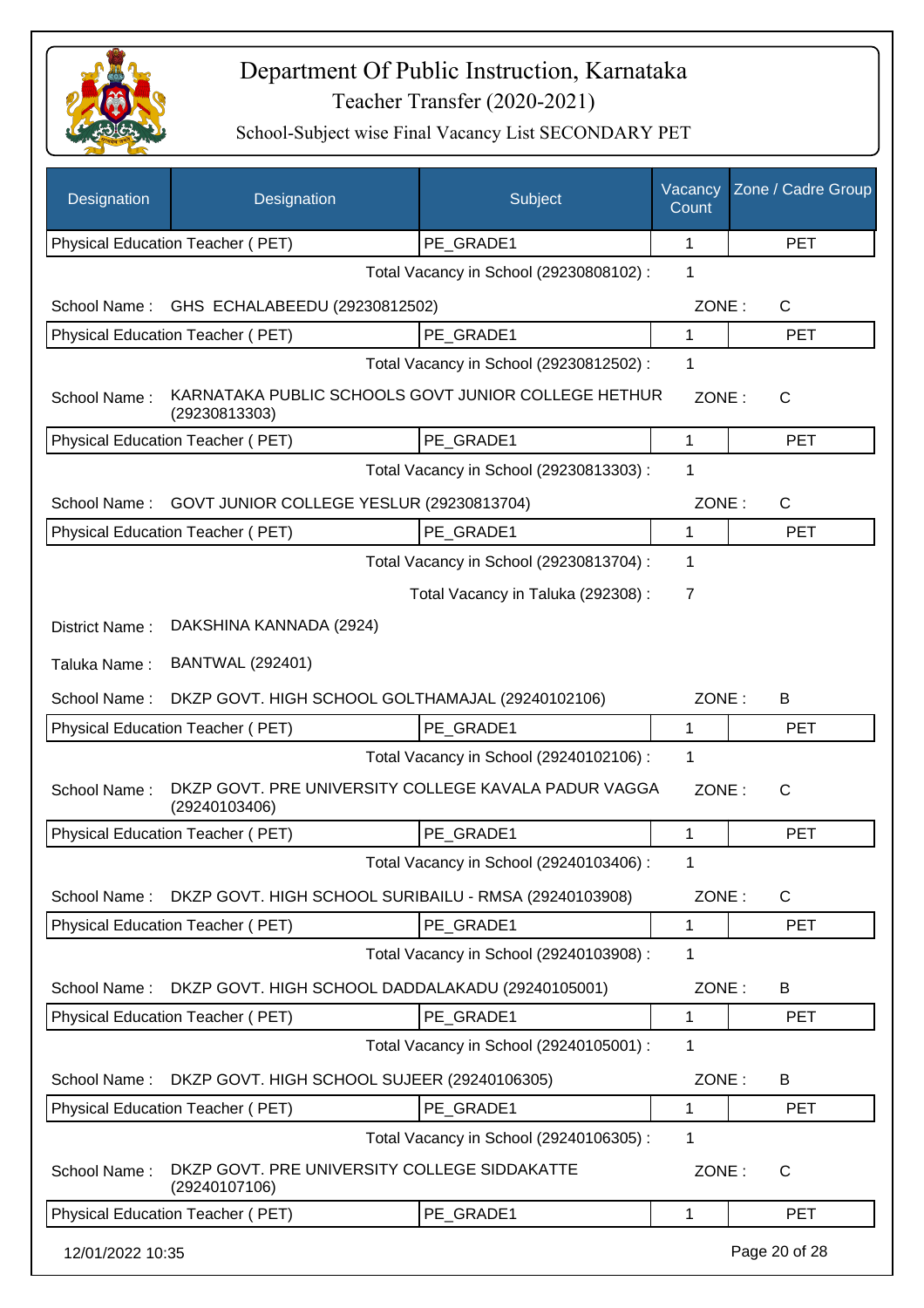# Department Of Public Instruction, Karnataka

Teacher Transfer (2020-2021)

School-Subject wise Final Vacancy List SECONDARY PET

| Designation | Designation | Subject | Vacancy Count | Zone / Cadre Group |
|---|---|---|---|---|
| Physical Education Teacher ( PET) | | PE_GRADE1 | 1 | PET |

Total Vacancy in School (29230808102) : 1

School Name : GHS ECHALABEEDU (29230812502) ZONE : C

| Physical Education Teacher ( PET) | PE_GRADE1 | 1 | PET |
|---|---|---|---|

Total Vacancy in School (29230812502) : 1

School Name : KARNATAKA PUBLIC SCHOOLS GOVT JUNIOR COLLEGE HETHUR (29230813303) ZONE : C

| Physical Education Teacher ( PET) | PE_GRADE1 | 1 | PET |
|---|---|---|---|

Total Vacancy in School (29230813303) : 1

School Name : GOVT JUNIOR COLLEGE YESLUR (29230813704) ZONE : C

| Physical Education Teacher ( PET) | PE_GRADE1 | 1 | PET |
|---|---|---|---|

Total Vacancy in School (29230813704) : 1

Total Vacancy in Taluka (292308) : 7

District Name : DAKSHINA KANNADA (2924)

Taluka Name : BANTWAL (292401)

School Name : DKZP GOVT. HIGH SCHOOL GOLTHAMAJAL (29240102106) ZONE : B

| Physical Education Teacher ( PET) | PE_GRADE1 | 1 | PET |
|---|---|---|---|

Total Vacancy in School (29240102106) : 1

School Name : DKZP GOVT. PRE UNIVERSITY COLLEGE KAVALA PADUR VAGGA (29240103406) ZONE : C

| Physical Education Teacher ( PET) | PE_GRADE1 | 1 | PET |
|---|---|---|---|

Total Vacancy in School (29240103406) : 1

School Name : DKZP GOVT. HIGH SCHOOL SURIBAILU - RMSA (29240103908) ZONE : C

| Physical Education Teacher ( PET) | PE_GRADE1 | 1 | PET |
|---|---|---|---|

Total Vacancy in School (29240103908) : 1

School Name : DKZP GOVT. HIGH SCHOOL DADDALAKADU (29240105001) ZONE : B

| Physical Education Teacher ( PET) | PE_GRADE1 | 1 | PET |
|---|---|---|---|

Total Vacancy in School (29240105001) : 1

School Name : DKZP GOVT. HIGH SCHOOL SUJEER (29240106305) ZONE : B

| Physical Education Teacher ( PET) | PE_GRADE1 | 1 | PET |
|---|---|---|---|

Total Vacancy in School (29240106305) : 1

School Name : DKZP GOVT. PRE UNIVERSITY COLLEGE SIDDAKATTE (29240107106) ZONE : C

| Physical Education Teacher ( PET) | PE_GRADE1 | 1 | PET |
|---|---|---|---|

12/01/2022 10:35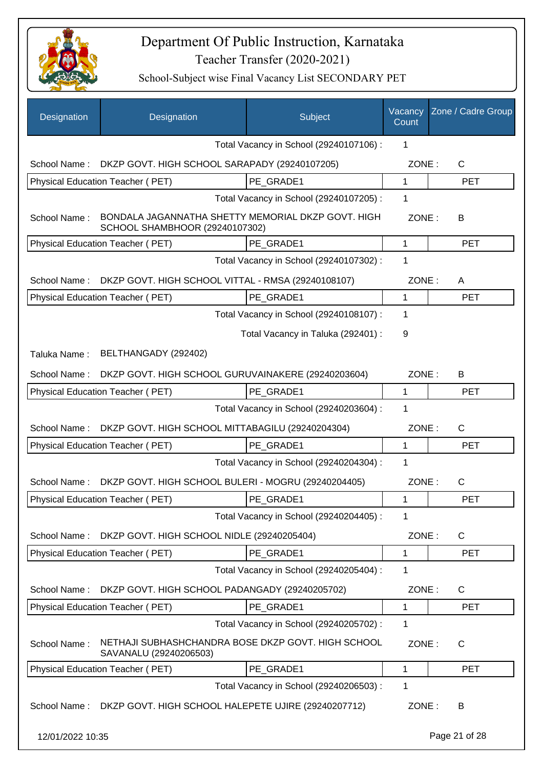# Department Of Public Instruction, Karnataka

## Teacher Transfer (2020-2021)

### School-Subject wise Final Vacancy List SECONDARY PET

| Designation | Designation | Subject | Vacancy Count | Zone / Cadre Group |
|---|---|---|---|---|
| | | Total Vacancy in School (29240107106) : | 1 | |
| School Name : | DKZP GOVT. HIGH SCHOOL SARAPADY (29240107205) | | ZONE : | C |
| Physical Education Teacher ( PET) | | PE_GRADE1 | 1 | PET |
| | | Total Vacancy in School (29240107205) : | 1 | |
| School Name : | BONDALA JAGANNATHA SHETTY MEMORIAL DKZP GOVT. HIGH SCHOOL SHAMBHOOR (29240107302) | | ZONE : | B |
| Physical Education Teacher ( PET) | | PE_GRADE1 | 1 | PET |
| | | Total Vacancy in School (29240107302) : | 1 | |
| School Name : | DKZP GOVT. HIGH SCHOOL VITTAL - RMSA (29240108107) | | ZONE : | A |
| Physical Education Teacher ( PET) | | PE_GRADE1 | 1 | PET |
| | | Total Vacancy in School (29240108107) : | 1 | |
| | | Total Vacancy in Taluka (292401) : | 9 | |
| Taluka Name : | BELTHANGADY (292402) | | | |
| School Name : | DKZP GOVT. HIGH SCHOOL GURUVAINAKERE (29240203604) | | ZONE : | B |
| Physical Education Teacher ( PET) | | PE_GRADE1 | 1 | PET |
| | | Total Vacancy in School (29240203604) : | 1 | |
| School Name : | DKZP GOVT. HIGH SCHOOL MITTABAGILU (29240204304) | | ZONE : | C |
| Physical Education Teacher ( PET) | | PE_GRADE1 | 1 | PET |
| | | Total Vacancy in School (29240204304) : | 1 | |
| School Name : | DKZP GOVT. HIGH SCHOOL BULERI - MOGRU (29240204405) | | ZONE : | C |
| Physical Education Teacher ( PET) | | PE_GRADE1 | 1 | PET |
| | | Total Vacancy in School (29240204405) : | 1 | |
| School Name : | DKZP GOVT. HIGH SCHOOL NIDLE (29240205404) | | ZONE : | C |
| Physical Education Teacher ( PET) | | PE_GRADE1 | 1 | PET |
| | | Total Vacancy in School (29240205404) : | 1 | |
| School Name : | DKZP GOVT. HIGH SCHOOL PADANGADY (29240205702) | | ZONE : | C |
| Physical Education Teacher ( PET) | | PE_GRADE1 | 1 | PET |
| | | Total Vacancy in School (29240205702) : | 1 | |
| School Name : | NETHAJI SUBHASHCHANDRA BOSE DKZP GOVT. HIGH SCHOOL SAVANALU (29240206503) | | ZONE : | C |
| Physical Education Teacher ( PET) | | PE_GRADE1 | 1 | PET |
| | | Total Vacancy in School (29240206503) : | 1 | |
| School Name : | DKZP GOVT. HIGH SCHOOL HALEPETE UJIRE (29240207712) | | ZONE : | B |

12/01/2022 10:35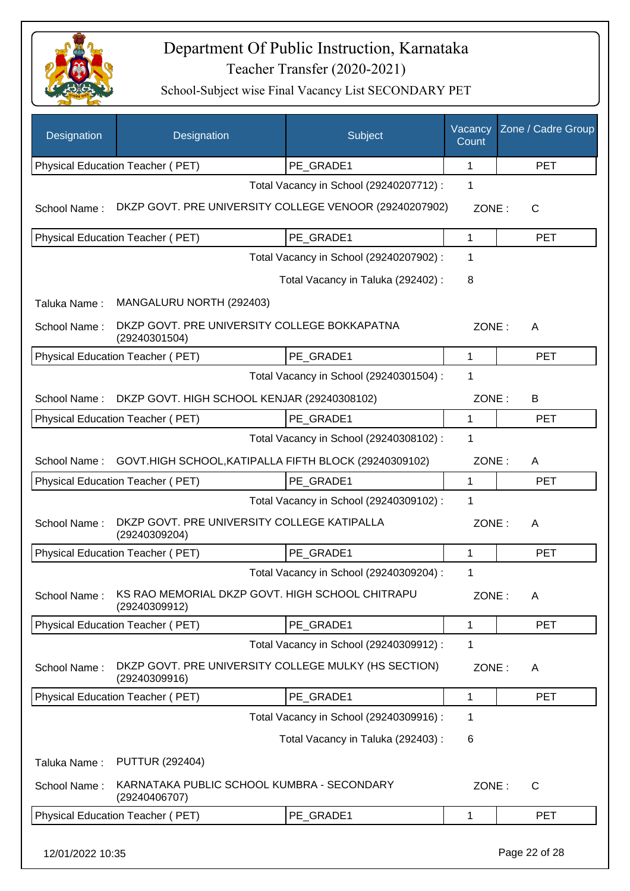# Department Of Public Instruction, Karnataka

Teacher Transfer (2020-2021)

School-Subject wise Final Vacancy List SECONDARY PET

| Designation | Designation | Subject | Vacancy Count | Zone / Cadre Group |
|---|---|---|---|---|
| Physical Education Teacher ( PET) | | PE_GRADE1 | 1 | PET |

Total Vacancy in School (29240207712) : 1

School Name : DKZP GOVT. PRE UNIVERSITY COLLEGE VENOOR (29240207902) ZONE : C

| Designation | Subject | Vacancy Count | Zone / Cadre Group |
|---|---|---|---|
| Physical Education Teacher ( PET) | PE_GRADE1 | 1 | PET |

Total Vacancy in School (29240207902) : 1

Total Vacancy in Taluka (292402) : 8

Taluka Name : MANGALURU NORTH (292403)

School Name : DKZP GOVT. PRE UNIVERSITY COLLEGE BOKKAPATNA (29240301504) ZONE : A

| Designation | Subject | Vacancy Count | Zone / Cadre Group |
|---|---|---|---|
| Physical Education Teacher ( PET) | PE_GRADE1 | 1 | PET |

Total Vacancy in School (29240301504) : 1

School Name : DKZP GOVT. HIGH SCHOOL KENJAR (29240308102) ZONE : B

| Designation | Subject | Vacancy Count | Zone / Cadre Group |
|---|---|---|---|
| Physical Education Teacher ( PET) | PE_GRADE1 | 1 | PET |

Total Vacancy in School (29240308102) : 1

School Name : GOVT.HIGH SCHOOL,KATIPALLA FIFTH BLOCK (29240309102) ZONE : A

| Designation | Subject | Vacancy Count | Zone / Cadre Group |
|---|---|---|---|
| Physical Education Teacher ( PET) | PE_GRADE1 | 1 | PET |

Total Vacancy in School (29240309102) : 1

School Name : DKZP GOVT. PRE UNIVERSITY COLLEGE KATIPALLA (29240309204) ZONE : A

| Designation | Subject | Vacancy Count | Zone / Cadre Group |
|---|---|---|---|
| Physical Education Teacher ( PET) | PE_GRADE1 | 1 | PET |

Total Vacancy in School (29240309204) : 1

School Name : KS RAO MEMORIAL DKZP GOVT. HIGH SCHOOL CHITRAPU (29240309912) ZONE : A

| Designation | Subject | Vacancy Count | Zone / Cadre Group |
|---|---|---|---|
| Physical Education Teacher ( PET) | PE_GRADE1 | 1 | PET |

Total Vacancy in School (29240309912) : 1

School Name : DKZP GOVT. PRE UNIVERSITY COLLEGE MULKY (HS SECTION) (29240309916) ZONE : A

| Designation | Subject | Vacancy Count | Zone / Cadre Group |
|---|---|---|---|
| Physical Education Teacher ( PET) | PE_GRADE1 | 1 | PET |

Total Vacancy in School (29240309916) : 1

Total Vacancy in Taluka (292403) : 6

Taluka Name : PUTTUR (292404)

School Name : KARNATAKA PUBLIC SCHOOL KUMBRA - SECONDARY (29240406707) ZONE : C

| Designation | Subject | Vacancy Count | Zone / Cadre Group |
|---|---|---|---|
| Physical Education Teacher ( PET) | PE_GRADE1 | 1 | PET |

12/01/2022 10:35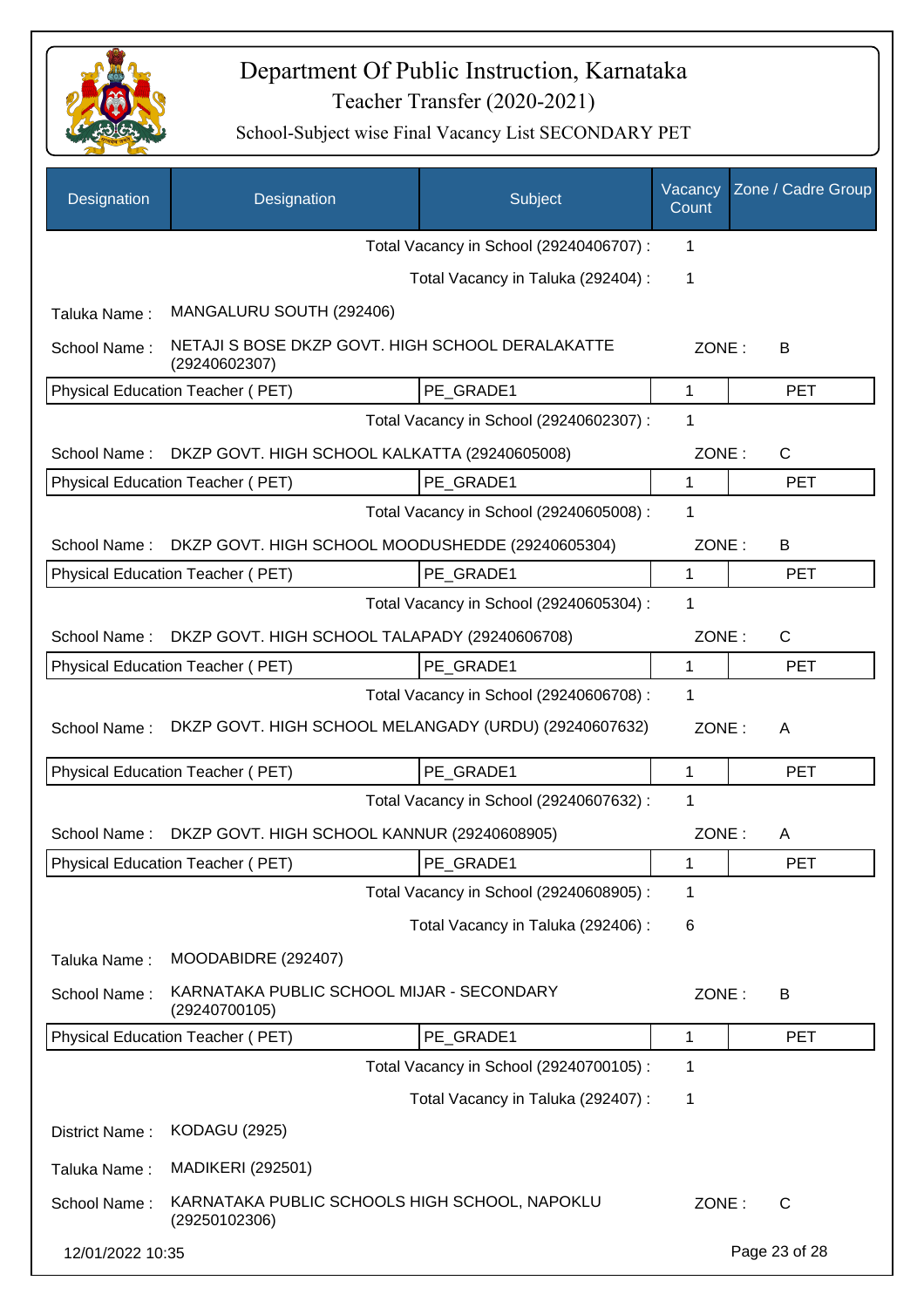# Department Of Public Instruction, Karnataka

Teacher Transfer (2020-2021)

School-Subject wise Final Vacancy List SECONDARY PET

| Designation | Designation | Subject | Vacancy Count | Zone / Cadre Group |
|---|---|---|---|---|
| | | Total Vacancy in School (29240406707) : | 1 | |
| | | Total Vacancy in Taluka (292404) : | 1 | |
| Taluka Name : | MANGALURU SOUTH (292406) | | | |
| School Name : | NETAJI S BOSE DKZP GOVT. HIGH SCHOOL DERALAKATTE (29240602307) | | ZONE : | B |
| Physical Education Teacher ( PET) | | PE_GRADE1 | 1 | PET |
| | | Total Vacancy in School (29240602307) : | 1 | |
| School Name : | DKZP GOVT. HIGH SCHOOL KALKATTA (29240605008) | | ZONE : | C |
| Physical Education Teacher ( PET) | | PE_GRADE1 | 1 | PET |
| | | Total Vacancy in School (29240605008) : | 1 | |
| School Name : | DKZP GOVT. HIGH SCHOOL MOODUSHEDDE (29240605304) | | ZONE : | B |
| Physical Education Teacher ( PET) | | PE_GRADE1 | 1 | PET |
| | | Total Vacancy in School (29240605304) : | 1 | |
| School Name : | DKZP GOVT. HIGH SCHOOL TALAPADY (29240606708) | | ZONE : | C |
| Physical Education Teacher ( PET) | | PE_GRADE1 | 1 | PET |
| | | Total Vacancy in School (29240606708) : | 1 | |
| School Name : | DKZP GOVT. HIGH SCHOOL MELANGADY (URDU) (29240607632) | | ZONE : | A |
| Physical Education Teacher ( PET) | | PE_GRADE1 | 1 | PET |
| | | Total Vacancy in School (29240607632) : | 1 | |
| School Name : | DKZP GOVT. HIGH SCHOOL KANNUR (29240608905) | | ZONE : | A |
| Physical Education Teacher ( PET) | | PE_GRADE1 | 1 | PET |
| | | Total Vacancy in School (29240608905) : | 1 | |
| | | Total Vacancy in Taluka (292406) : | 6 | |
| Taluka Name : | MOODABIDRE (292407) | | | |
| School Name : | KARNATAKA PUBLIC SCHOOL MIJAR - SECONDARY (29240700105) | | ZONE : | B |
| Physical Education Teacher ( PET) | | PE_GRADE1 | 1 | PET |
| | | Total Vacancy in School (29240700105) : | 1 | |
| | | Total Vacancy in Taluka (292407) : | 1 | |
| District Name : | KODAGU (2925) | | | |
| Taluka Name : | MADIKERI (292501) | | | |
| School Name : | KARNATAKA PUBLIC SCHOOLS HIGH SCHOOL, NAPOKLU (29250102306) | | ZONE : | C |

12/01/2022 10:35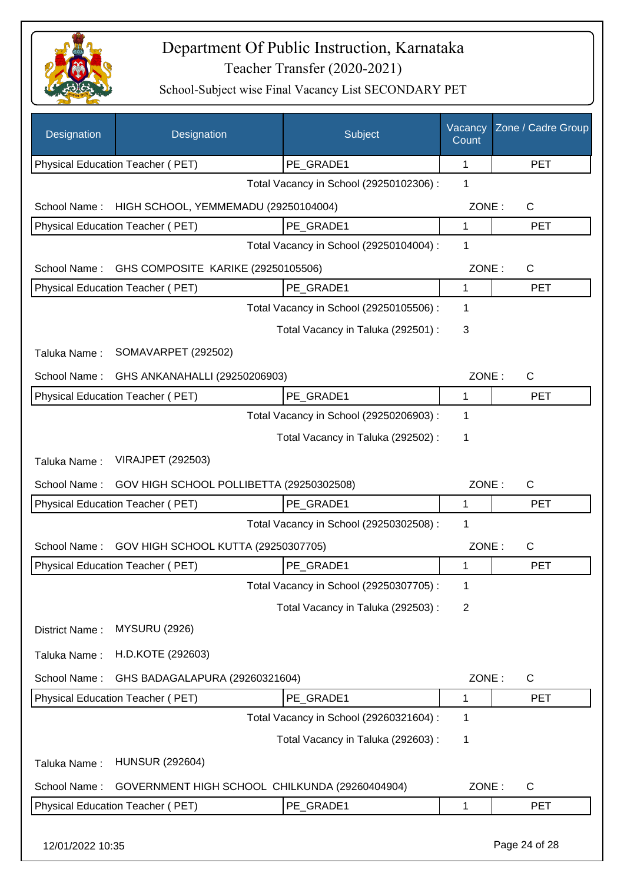# Department Of Public Instruction, Karnataka

Teacher Transfer (2020-2021)

School-Subject wise Final Vacancy List SECONDARY PET

| Designation | Designation | Subject | Vacancy Count | Zone / Cadre Group |
|---|---|---|---|---|
| Physical Education Teacher ( PET) | | PE_GRADE1 | 1 | PET |

Total Vacancy in School (29250102306) : 1

School Name : HIGH SCHOOL, YEMMEMADU (29250104004) ZONE : C

| Physical Education Teacher ( PET) | PE_GRADE1 | 1 | PET |
|---|---|---|---|

Total Vacancy in School (29250104004) : 1

School Name : GHS COMPOSITE KARIKE (29250105506) ZONE : C

| Physical Education Teacher ( PET) | PE_GRADE1 | 1 | PET |
|---|---|---|---|

Total Vacancy in School (29250105506) : 1

Total Vacancy in Taluka (292501) : 3

Taluka Name : SOMAVARPET (292502)

School Name : GHS ANKANAHALLI (29250206903) ZONE : C

| Physical Education Teacher ( PET) | PE_GRADE1 | 1 | PET |
|---|---|---|---|

Total Vacancy in School (29250206903) : 1

Total Vacancy in Taluka (292502) : 1

Taluka Name : VIRAJPET (292503)

School Name : GOV HIGH SCHOOL POLLIBETTA (29250302508) ZONE : C

| Physical Education Teacher ( PET) | PE_GRADE1 | 1 | PET |
|---|---|---|---|

Total Vacancy in School (29250302508) : 1

School Name : GOV HIGH SCHOOL KUTTA (29250307705) ZONE : C

| Physical Education Teacher ( PET) | PE_GRADE1 | 1 | PET |
|---|---|---|---|

Total Vacancy in School (29250307705) : 1

Total Vacancy in Taluka (292503) : 2

District Name : MYSURU (2926)

Taluka Name : H.D.KOTE (292603)

School Name : GHS BADAGALAPURA (29260321604) ZONE : C

| Physical Education Teacher ( PET) | PE_GRADE1 | 1 | PET |
|---|---|---|---|

Total Vacancy in School (29260321604) : 1

Total Vacancy in Taluka (292603) : 1

Taluka Name : HUNSUR (292604)

School Name : GOVERNMENT HIGH SCHOOL CHILKUNDA (29260404904) ZONE : C

| Physical Education Teacher ( PET) | PE_GRADE1 | 1 | PET |
|---|---|---|---|

12/01/2022 10:35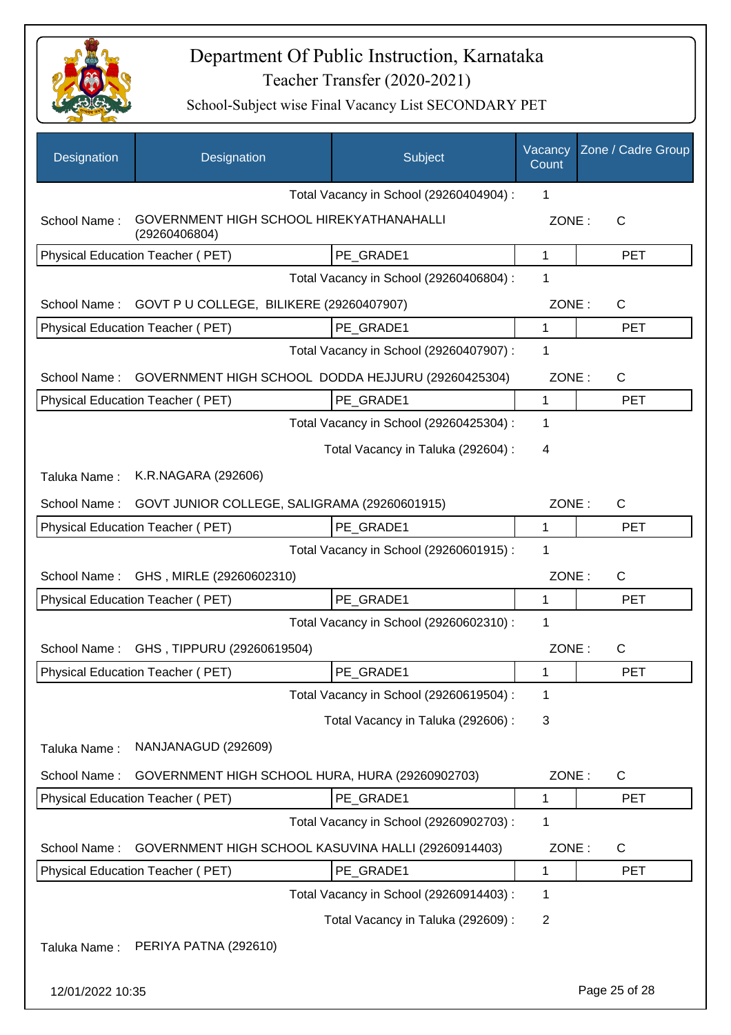# Department Of Public Instruction, Karnataka

## Teacher Transfer (2020-2021)

### School-Subject wise Final Vacancy List SECONDARY PET

| Designation | Designation | Subject | Vacancy Count | Zone / Cadre Group |
|---|---|---|---|---|
| | | Total Vacancy in School (29260404904) : | 1 | |
| School Name : | GOVERNMENT HIGH SCHOOL HIREKYATHANAHALLI (29260406804) | | ZONE : | C |
| Physical Education Teacher ( PET) | | PE_GRADE1 | 1 | PET |
| | | Total Vacancy in School (29260406804) : | 1 | |
| School Name : | GOVT P U COLLEGE, BILIKERE (29260407907) | | ZONE : | C |
| Physical Education Teacher ( PET) | | PE_GRADE1 | 1 | PET |
| | | Total Vacancy in School (29260407907) : | 1 | |
| School Name : | GOVERNMENT HIGH SCHOOL DODDA HEJJURU (29260425304) | | ZONE : | C |
| Physical Education Teacher ( PET) | | PE_GRADE1 | 1 | PET |
| | | Total Vacancy in School (29260425304) : | 1 | |
| | | Total Vacancy in Taluka (292604) : | 4 | |
| Taluka Name : | K.R.NAGARA (292606) | | | |
| School Name : | GOVT JUNIOR COLLEGE, SALIGRAMA (29260601915) | | ZONE : | C |
| Physical Education Teacher ( PET) | | PE_GRADE1 | 1 | PET |
| | | Total Vacancy in School (29260601915) : | 1 | |
| School Name : | GHS , MIRLE (29260602310) | | ZONE : | C |
| Physical Education Teacher ( PET) | | PE_GRADE1 | 1 | PET |
| | | Total Vacancy in School (29260602310) : | 1 | |
| School Name : | GHS , TIPPURU (29260619504) | | ZONE : | C |
| Physical Education Teacher ( PET) | | PE_GRADE1 | 1 | PET |
| | | Total Vacancy in School (29260619504) : | 1 | |
| | | Total Vacancy in Taluka (292606) : | 3 | |
| Taluka Name : | NANJANAGUD (292609) | | | |
| School Name : | GOVERNMENT HIGH SCHOOL HURA, HURA (29260902703) | | ZONE : | C |
| Physical Education Teacher ( PET) | | PE_GRADE1 | 1 | PET |
| | | Total Vacancy in School (29260902703) : | 1 | |
| School Name : | GOVERNMENT HIGH SCHOOL KASUVINA HALLI (29260914403) | | ZONE : | C |
| Physical Education Teacher ( PET) | | PE_GRADE1 | 1 | PET |
| | | Total Vacancy in School (29260914403) : | 1 | |
| | | Total Vacancy in Taluka (292609) : | 2 | |
| Taluka Name : | PERIYA PATNA (292610) | | | |

12/01/2022 10:35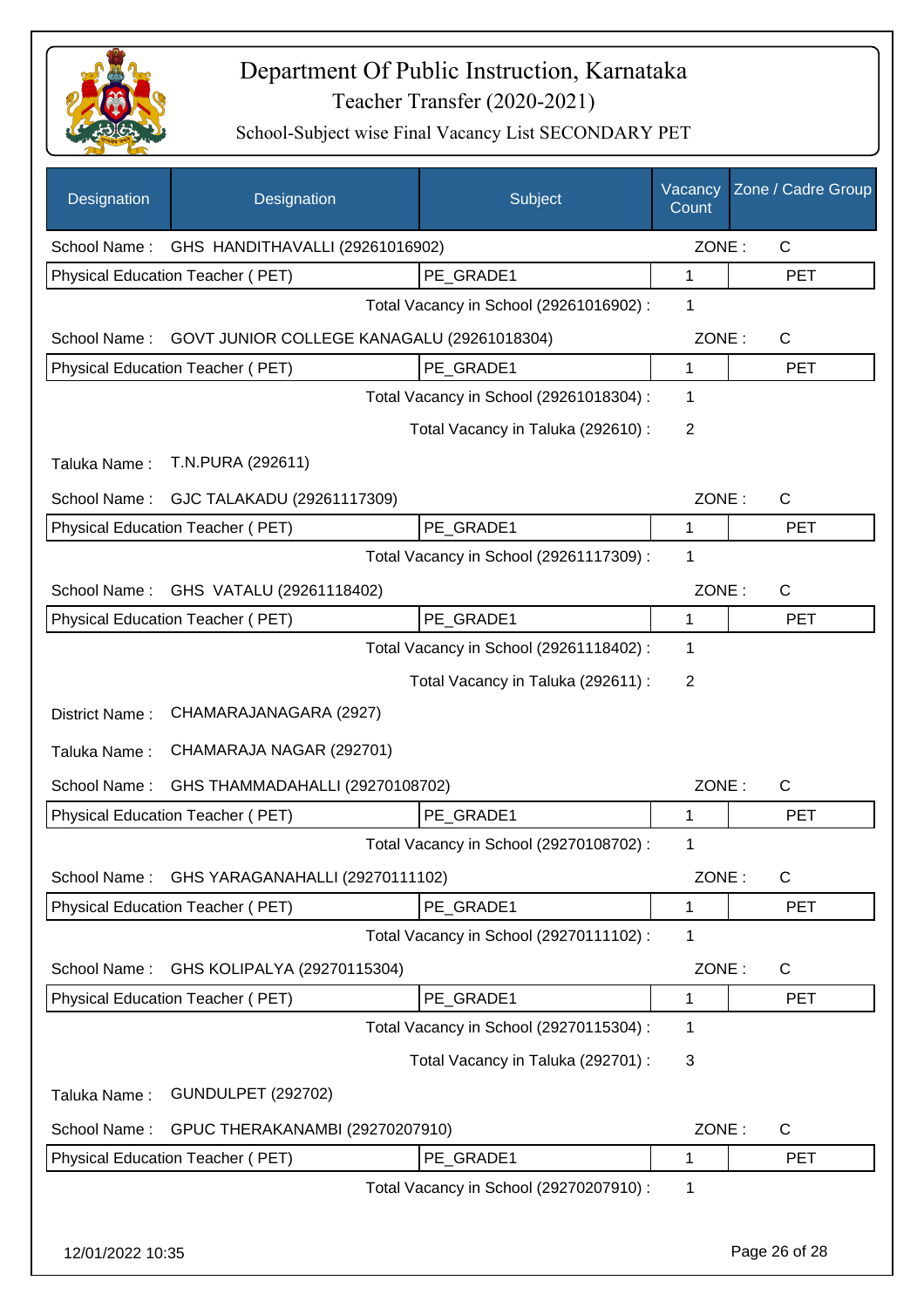# Department Of Public Instruction, Karnataka
## Teacher Transfer (2020-2021)
### School-Subject wise Final Vacancy List SECONDARY PET

| Designation | Designation | Subject | Vacancy Count | Zone / Cadre Group |
|---|---|---|---|---|
| School Name : | GHS HANDITHAVALLI (29261016902) | | ZONE : | C |
| Physical Education Teacher ( PET) | | PE_GRADE1 | 1 | PET |
| | | Total Vacancy in School (29261016902) : | 1 | |
| School Name : | GOVT JUNIOR COLLEGE KANAGALU (29261018304) | | ZONE : | C |
| Physical Education Teacher ( PET) | | PE_GRADE1 | 1 | PET |
| | | Total Vacancy in School (29261018304) : | 1 | |
| | | Total Vacancy in Taluka (292610) : | 2 | |
| Taluka Name : | T.N.PURA (292611) | | | |
| School Name : | GJC TALAKADU (29261117309) | | ZONE : | C |
| Physical Education Teacher ( PET) | | PE_GRADE1 | 1 | PET |
| | | Total Vacancy in School (29261117309) : | 1 | |
| School Name : | GHS VATALU (29261118402) | | ZONE : | C |
| Physical Education Teacher ( PET) | | PE_GRADE1 | 1 | PET |
| | | Total Vacancy in School (29261118402) : | 1 | |
| | | Total Vacancy in Taluka (292611) : | 2 | |
| District Name : | CHAMARAJANAGARA (2927) | | | |
| Taluka Name : | CHAMARAJA NAGAR (292701) | | | |
| School Name : | GHS THAMMADAHALLI (29270108702) | | ZONE : | C |
| Physical Education Teacher ( PET) | | PE_GRADE1 | 1 | PET |
| | | Total Vacancy in School (29270108702) : | 1 | |
| School Name : | GHS YARAGANAHALLI (29270111102) | | ZONE : | C |
| Physical Education Teacher ( PET) | | PE_GRADE1 | 1 | PET |
| | | Total Vacancy in School (29270111102) : | 1 | |
| School Name : | GHS KOLIPALYA (29270115304) | | ZONE : | C |
| Physical Education Teacher ( PET) | | PE_GRADE1 | 1 | PET |
| | | Total Vacancy in School (29270115304) : | 1 | |
| | | Total Vacancy in Taluka (292701) : | 3 | |
| Taluka Name : | GUNDULPET (292702) | | | |
| School Name : | GPUC THERAKANAMBI (29270207910) | | ZONE : | C |
| Physical Education Teacher ( PET) | | PE_GRADE1 | 1 | PET |
| | | Total Vacancy in School (29270207910) : | 1 | |

12/01/2022 10:35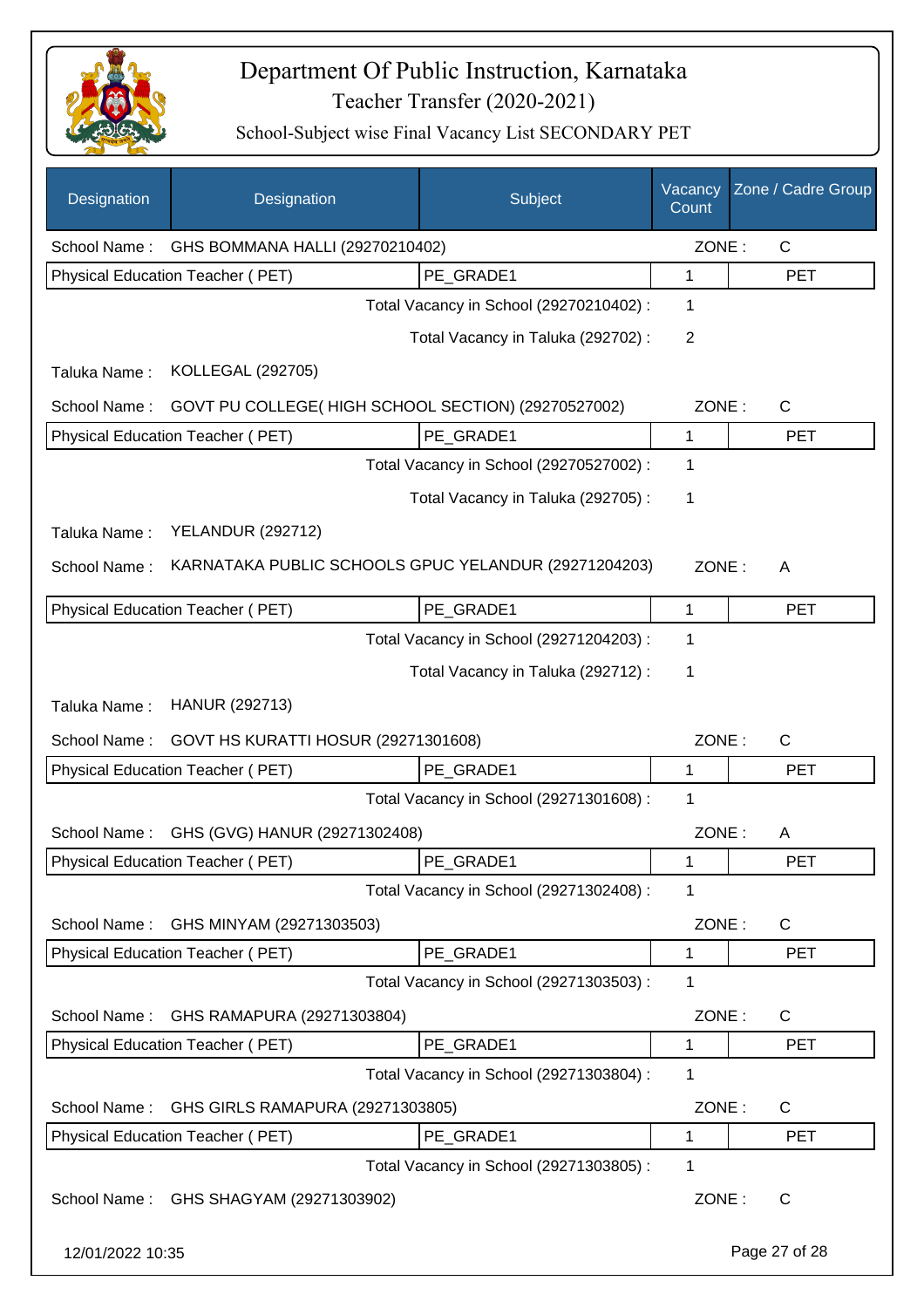# Department Of Public Instruction, Karnataka

## Teacher Transfer (2020-2021)

### School-Subject wise Final Vacancy List SECONDARY PET

| Designation | Designation | Subject | Vacancy Count | Zone / Cadre Group |
|---|---|---|---|---|
| School Name : | GHS BOMMANA HALLI (29270210402) | | ZONE : | C |
| Physical Education Teacher ( PET) | | PE_GRADE1 | 1 | PET |
| | | Total Vacancy in School (29270210402) : | 1 | |
| | | Total Vacancy in Taluka (292702) : | 2 | |
| Taluka Name : | KOLLEGAL (292705) | | | |
| School Name : | GOVT PU COLLEGE( HIGH SCHOOL SECTION) (29270527002) | | ZONE : | C |
| Physical Education Teacher ( PET) | | PE_GRADE1 | 1 | PET |
| | | Total Vacancy in School (29270527002) : | 1 | |
| | | Total Vacancy in Taluka (292705) : | 1 | |
| Taluka Name : | YELANDUR (292712) | | | |
| School Name : | KARNATAKA PUBLIC SCHOOLS GPUC YELANDUR (29271204203) | | ZONE : | A |
| Physical Education Teacher ( PET) | | PE_GRADE1 | 1 | PET |
| | | Total Vacancy in School (29271204203) : | 1 | |
| | | Total Vacancy in Taluka (292712) : | 1 | |
| Taluka Name : | HANUR (292713) | | | |
| School Name : | GOVT HS KURATTI HOSUR (29271301608) | | ZONE : | C |
| Physical Education Teacher ( PET) | | PE_GRADE1 | 1 | PET |
| | | Total Vacancy in School (29271301608) : | 1 | |
| School Name : | GHS (GVG) HANUR (29271302408) | | ZONE : | A |
| Physical Education Teacher ( PET) | | PE_GRADE1 | 1 | PET |
| | | Total Vacancy in School (29271302408) : | 1 | |
| School Name : | GHS MINYAM (29271303503) | | ZONE : | C |
| Physical Education Teacher ( PET) | | PE_GRADE1 | 1 | PET |
| | | Total Vacancy in School (29271303503) : | 1 | |
| School Name : | GHS RAMAPURA (29271303804) | | ZONE : | C |
| Physical Education Teacher ( PET) | | PE_GRADE1 | 1 | PET |
| | | Total Vacancy in School (29271303804) : | 1 | |
| School Name : | GHS GIRLS RAMAPURA (29271303805) | | ZONE : | C |
| Physical Education Teacher ( PET) | | PE_GRADE1 | 1 | PET |
| | | Total Vacancy in School (29271303805) : | 1 | |
| School Name : | GHS SHAGYAM (29271303902) | | ZONE : | C |

12/01/2022 10:35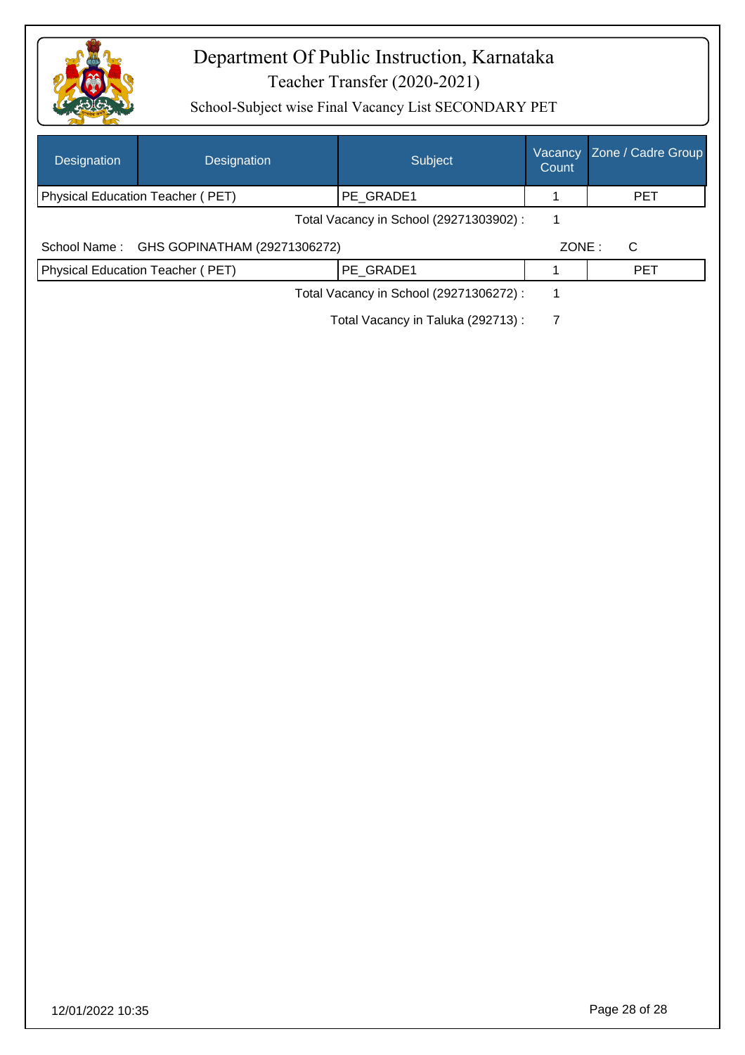# Department Of Public Instruction, Karnataka

Teacher Transfer (2020-2021)

School-Subject wise Final Vacancy List SECONDARY PET

| Designation | Designation | Subject | Vacancy Count | Zone / Cadre Group |
|---|---|---|---|---|
| Physical Education Teacher ( PET) | | PE_GRADE1 | 1 | PET |

Total Vacancy in School (29271303902) : 1

School Name : GHS GOPINATHAM (29271306272) ZONE : C

| Designation | Designation | Subject | Vacancy Count | Zone / Cadre Group |
|---|---|---|---|---|
| Physical Education Teacher ( PET) | | PE_GRADE1 | 1 | PET |

Total Vacancy in School (29271306272) : 1

Total Vacancy in Taluka (292713) : 7

12/01/2022 10:35